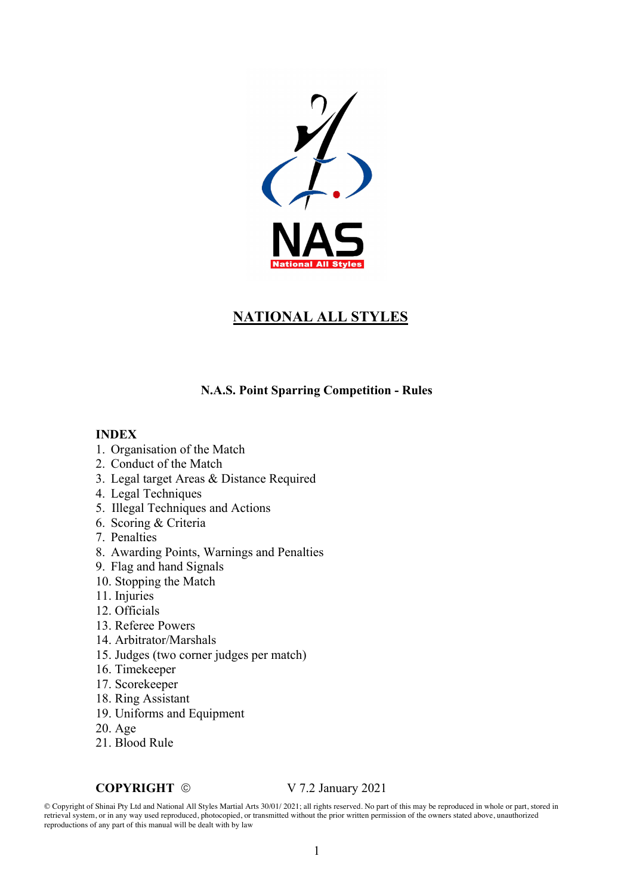NAS

National All Styles

# NATIONAL ALL STYLES

## N.A.S. Point Sparring Competition - Rules

**INDEX**

1. Organisation of the Match
2. Conduct of the Match
3. Legal target Areas & Distance Required
4. Legal Techniques
5. Illegal Techniques and Actions
6. Scoring & Criteria
7. Penalties
8. Awarding Points, Warnings and Penalties
9. Flag and hand Signals
10. Stopping the Match
11. Injuries
12. Officials
13. Referee Powers
14. Arbitrator/Marshals
15. Judges (two corner judges per match)
16. Timekeeper
17. Scorekeeper
18. Ring Assistant
19. Uniforms and Equipment
20. Age
21. Blood Rule

**COPYRIGHT** © V 7.2 January 2021

© Copyright of Shinai Pty Ltd and National All Styles Martial Arts 30/01/ 2021; all rights reserved. No part of this may be reproduced in whole or part, stored in retrieval system, or in any way used reproduced, photocopied, or transmitted without the prior written permission of the owners stated above, unauthorized reproductions of any part of this manual will be dealt with by law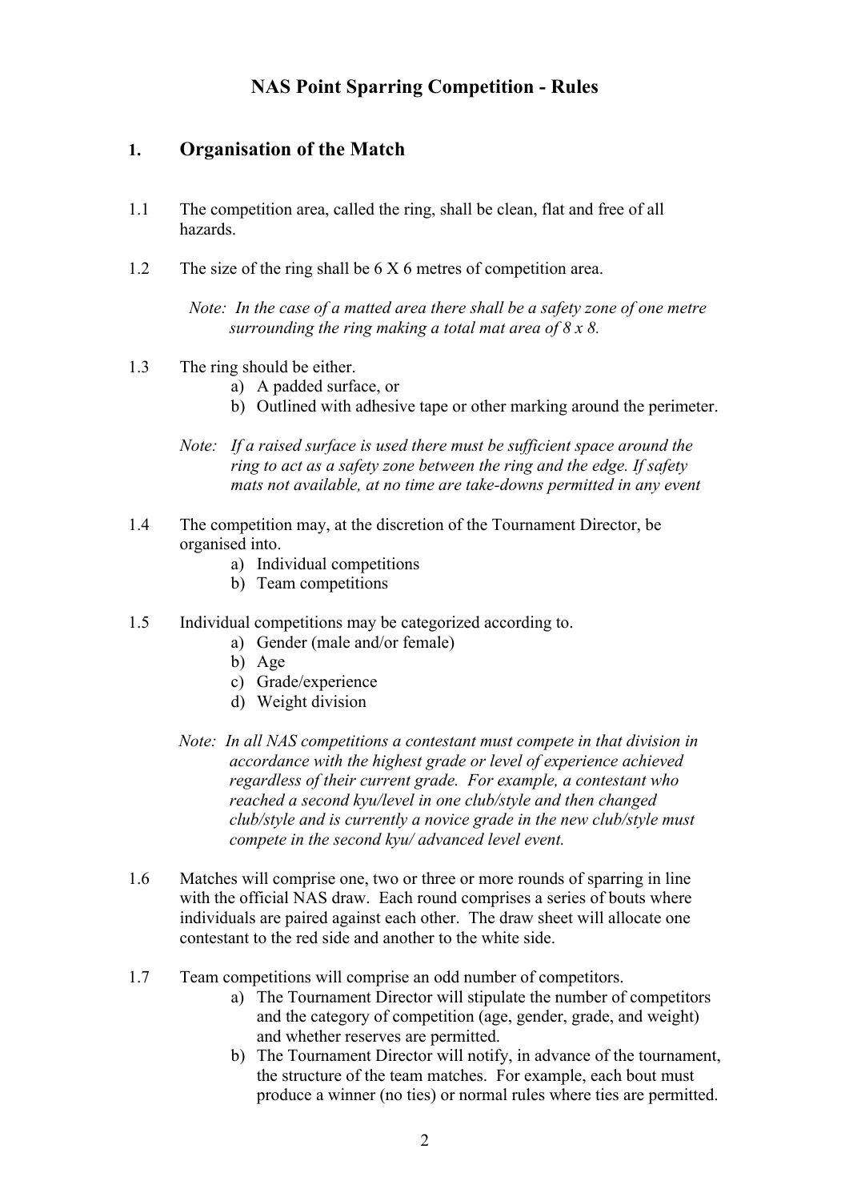# NAS Point Sparring Competition - Rules

## 1. Organisation of the Match

1.1 The competition area, called the ring, shall be clean, flat and free of all hazards.

1.2 The size of the ring shall be 6 X 6 metres of competition area.

*Note: In the case of a matted area there shall be a safety zone of one metre surrounding the ring making a total mat area of 8 x 8.*

1.3 The ring should be either.

a) A padded surface, or
b) Outlined with adhesive tape or other marking around the perimeter.

*Note: If a raised surface is used there must be sufficient space around the ring to act as a safety zone between the ring and the edge. If safety mats not available, at no time are take-downs permitted in any event*

1.4 The competition may, at the discretion of the Tournament Director, be organised into.

a) Individual competitions
b) Team competitions

1.5 Individual competitions may be categorized according to.

a) Gender (male and/or female)
b) Age
c) Grade/experience
d) Weight division

*Note: In all NAS competitions a contestant must compete in that division in accordance with the highest grade or level of experience achieved regardless of their current grade. For example, a contestant who reached a second kyu/level in one club/style and then changed club/style and is currently a novice grade in the new club/style must compete in the second kyu/ advanced level event.*

1.6 Matches will comprise one, two or three or more rounds of sparring in line with the official NAS draw. Each round comprises a series of bouts where individuals are paired against each other. The draw sheet will allocate one contestant to the red side and another to the white side.

1.7 Team competitions will comprise an odd number of competitors.

a) The Tournament Director will stipulate the number of competitors and the category of competition (age, gender, grade, and weight) and whether reserves are permitted.
b) The Tournament Director will notify, in advance of the tournament, the structure of the team matches. For example, each bout must produce a winner (no ties) or normal rules where ties are permitted.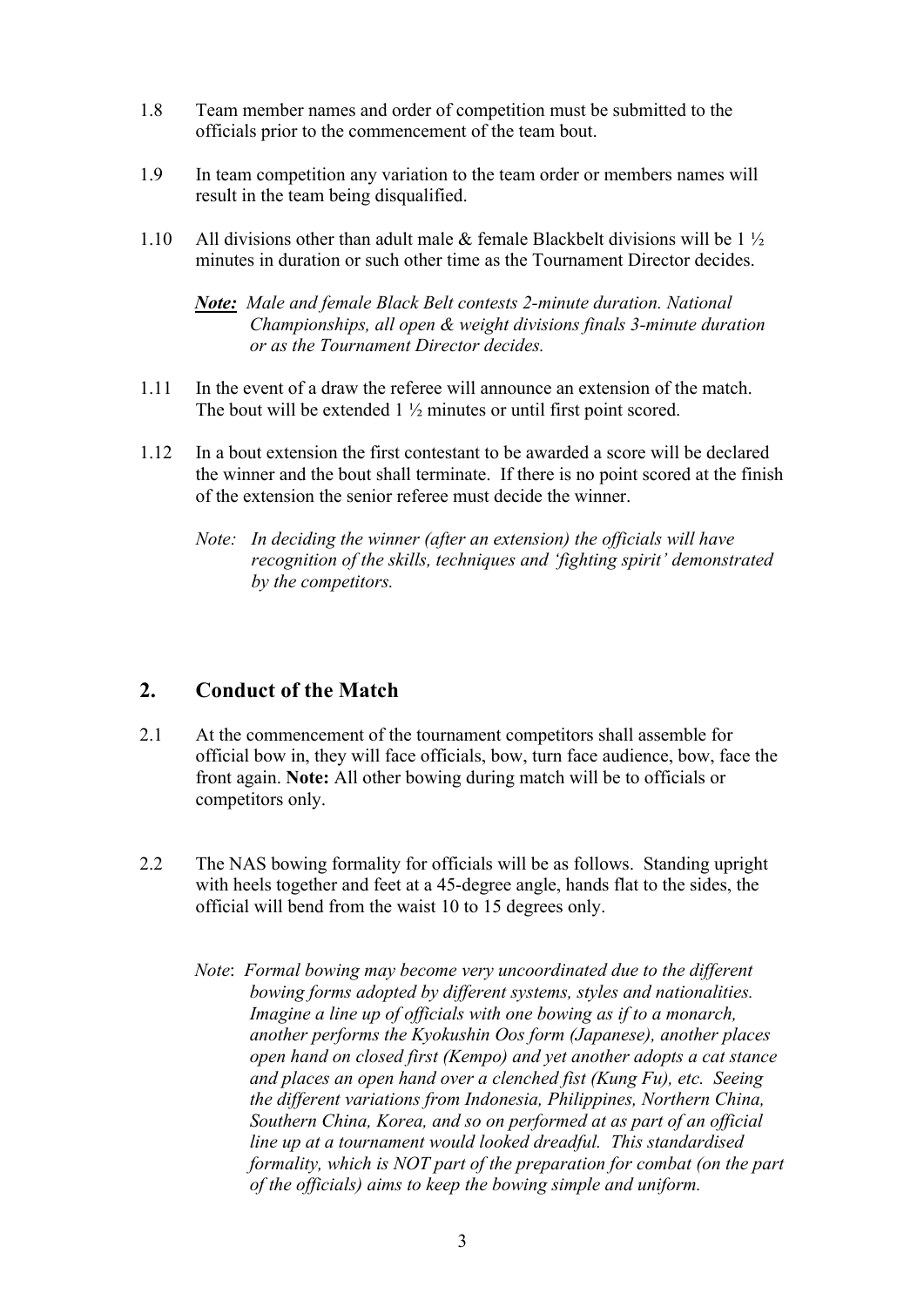1.8 Team member names and order of competition must be submitted to the officials prior to the commencement of the team bout.

1.9 In team competition any variation to the team order or members names will result in the team being disqualified.

1.10 All divisions other than adult male & female Blackbelt divisions will be 1 ½ minutes in duration or such other time as the Tournament Director decides.

> ***Note:*** *Male and female Black Belt contests 2-minute duration. National Championships, all open & weight divisions finals 3-minute duration or as the Tournament Director decides.*

1.11 In the event of a draw the referee will announce an extension of the match. The bout will be extended 1 ½ minutes or until first point scored.

1.12 In a bout extension the first contestant to be awarded a score will be declared the winner and the bout shall terminate. If there is no point scored at the finish of the extension the senior referee must decide the winner.

> *Note: In deciding the winner (after an extension) the officials will have recognition of the skills, techniques and 'fighting spirit' demonstrated by the competitors.*

## 2. Conduct of the Match

2.1 At the commencement of the tournament competitors shall assemble for official bow in, they will face officials, bow, turn face audience, bow, face the front again. **Note:** All other bowing during match will be to officials or competitors only.

2.2 The NAS bowing formality for officials will be as follows. Standing upright with heels together and feet at a 45-degree angle, hands flat to the sides, the official will bend from the waist 10 to 15 degrees only.

> *Note: Formal bowing may become very uncoordinated due to the different bowing forms adopted by different systems, styles and nationalities. Imagine a line up of officials with one bowing as if to a monarch, another performs the Kyokushin Oos form (Japanese), another places open hand on closed first (Kempo) and yet another adopts a cat stance and places an open hand over a clenched fist (Kung Fu), etc. Seeing the different variations from Indonesia, Philippines, Northern China, Southern China, Korea, and so on performed at as part of an official line up at a tournament would looked dreadful. This standardised formality, which is NOT part of the preparation for combat (on the part of the officials) aims to keep the bowing simple and uniform.*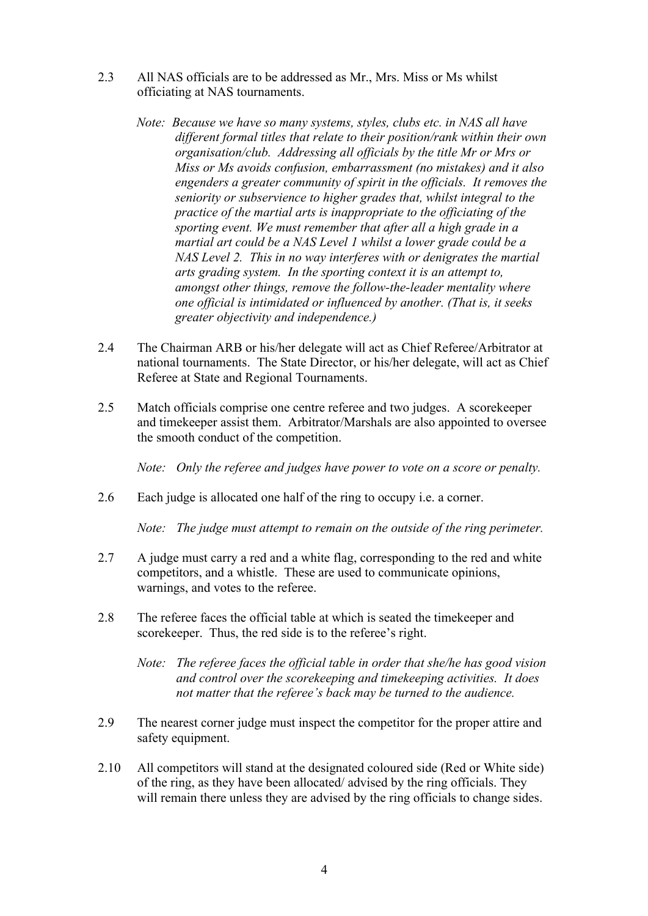2.3 All NAS officials are to be addressed as Mr., Mrs. Miss or Ms whilst officiating at NAS tournaments.

*Note: Because we have so many systems, styles, clubs etc. in NAS all have different formal titles that relate to their position/rank within their own organisation/club. Addressing all officials by the title Mr or Mrs or Miss or Ms avoids confusion, embarrassment (no mistakes) and it also engenders a greater community of spirit in the officials. It removes the seniority or subservience to higher grades that, whilst integral to the practice of the martial arts is inappropriate to the officiating of the sporting event. We must remember that after all a high grade in a martial art could be a NAS Level 1 whilst a lower grade could be a NAS Level 2. This in no way interferes with or denigrates the martial arts grading system. In the sporting context it is an attempt to, amongst other things, remove the follow-the-leader mentality where one official is intimidated or influenced by another. (That is, it seeks greater objectivity and independence.)*

2.4 The Chairman ARB or his/her delegate will act as Chief Referee/Arbitrator at national tournaments. The State Director, or his/her delegate, will act as Chief Referee at State and Regional Tournaments.

2.5 Match officials comprise one centre referee and two judges. A scorekeeper and timekeeper assist them. Arbitrator/Marshals are also appointed to oversee the smooth conduct of the competition.

*Note: Only the referee and judges have power to vote on a score or penalty.*

2.6 Each judge is allocated one half of the ring to occupy i.e. a corner.

*Note: The judge must attempt to remain on the outside of the ring perimeter.*

2.7 A judge must carry a red and a white flag, corresponding to the red and white competitors, and a whistle. These are used to communicate opinions, warnings, and votes to the referee.

2.8 The referee faces the official table at which is seated the timekeeper and scorekeeper. Thus, the red side is to the referee's right.

*Note: The referee faces the official table in order that she/he has good vision and control over the scorekeeping and timekeeping activities. It does not matter that the referee's back may be turned to the audience.*

2.9 The nearest corner judge must inspect the competitor for the proper attire and safety equipment.

2.10 All competitors will stand at the designated coloured side (Red or White side) of the ring, as they have been allocated/ advised by the ring officials. They will remain there unless they are advised by the ring officials to change sides.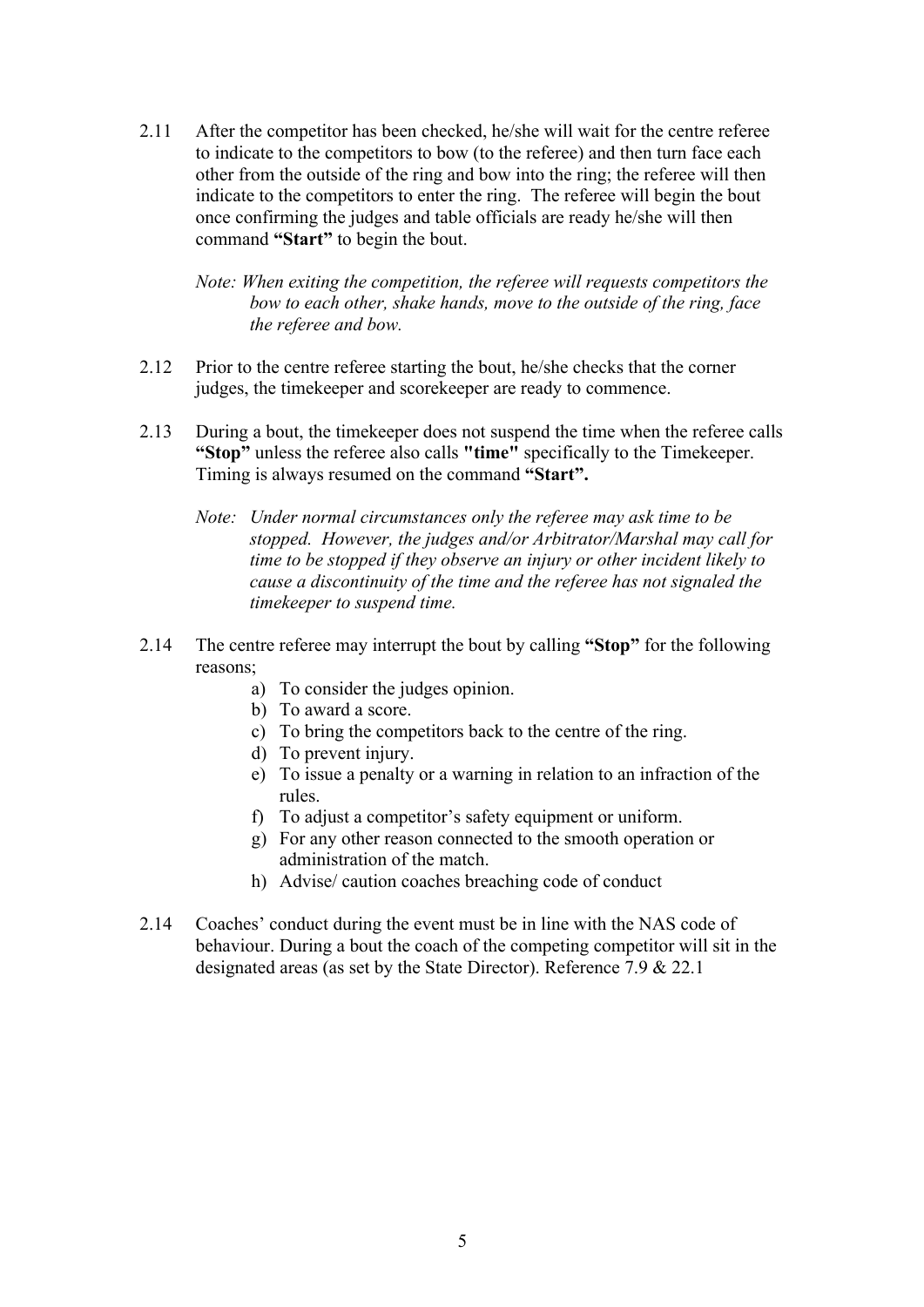2.11 After the competitor has been checked, he/she will wait for the centre referee to indicate to the competitors to bow (to the referee) and then turn face each other from the outside of the ring and bow into the ring; the referee will then indicate to the competitors to enter the ring. The referee will begin the bout once confirming the judges and table officials are ready he/she will then command **"Start"** to begin the bout.

*Note: When exiting the competition, the referee will requests competitors the bow to each other, shake hands, move to the outside of the ring, face the referee and bow.*

2.12 Prior to the centre referee starting the bout, he/she checks that the corner judges, the timekeeper and scorekeeper are ready to commence.

2.13 During a bout, the timekeeper does not suspend the time when the referee calls **"Stop"** unless the referee also calls **"time"** specifically to the Timekeeper. Timing is always resumed on the command **"Start".**

*Note: Under normal circumstances only the referee may ask time to be stopped. However, the judges and/or Arbitrator/Marshal may call for time to be stopped if they observe an injury or other incident likely to cause a discontinuity of the time and the referee has not signaled the timekeeper to suspend time.*

2.14 The centre referee may interrupt the bout by calling **"Stop"** for the following reasons;

a) To consider the judges opinion.
b) To award a score.
c) To bring the competitors back to the centre of the ring.
d) To prevent injury.
e) To issue a penalty or a warning in relation to an infraction of the rules.
f) To adjust a competitor's safety equipment or uniform.
g) For any other reason connected to the smooth operation or administration of the match.
h) Advise/ caution coaches breaching code of conduct

2.14 Coaches' conduct during the event must be in line with the NAS code of behaviour. During a bout the coach of the competing competitor will sit in the designated areas (as set by the State Director). Reference 7.9 & 22.1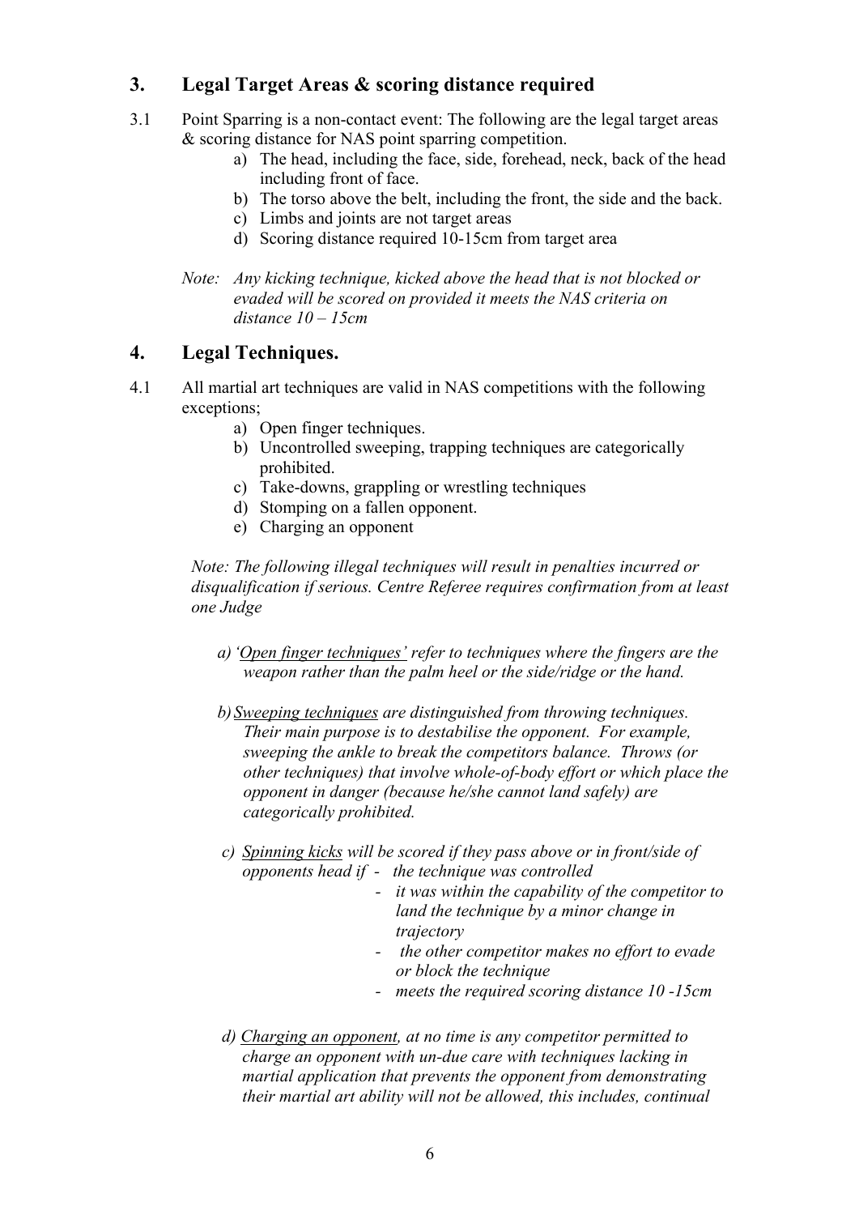## 3. Legal Target Areas & scoring distance required

3.1 Point Sparring is a non-contact event: The following are the legal target areas & scoring distance for NAS point sparring competition.

a) The head, including the face, side, forehead, neck, back of the head including front of face.
b) The torso above the belt, including the front, the side and the back.
c) Limbs and joints are not target areas
d) Scoring distance required 10-15cm from target area

*Note: Any kicking technique, kicked above the head that is not blocked or evaded will be scored on provided it meets the NAS criteria on distance 10 – 15cm*

## 4. Legal Techniques.

4.1 All martial art techniques are valid in NAS competitions with the following exceptions;

a) Open finger techniques.
b) Uncontrolled sweeping, trapping techniques are categorically prohibited.
c) Take-downs, grappling or wrestling techniques
d) Stomping on a fallen opponent.
e) Charging an opponent

*Note: The following illegal techniques will result in penalties incurred or disqualification if serious. Centre Referee requires confirmation from at least one Judge*

*a) '<u>Open finger techniques'</u> refer to techniques where the fingers are the weapon rather than the palm heel or the side/ridge or the hand.*

*b) <u>Sweeping techniques</u> are distinguished from throwing techniques. Their main purpose is to destabilise the opponent. For example, sweeping the ankle to break the competitors balance. Throws (or other techniques) that involve whole-of-body effort or which place the opponent in danger (because he/she cannot land safely) are categorically prohibited.*

*c) <u>Spinning kicks</u> will be scored if they pass above or in front/side of opponents head if*
- *the technique was controlled*
- *it was within the capability of the competitor to land the technique by a minor change in trajectory*
- *the other competitor makes no effort to evade or block the technique*
- *meets the required scoring distance 10 -15cm*

*d) <u>Charging an opponent</u>, at no time is any competitor permitted to charge an opponent with un-due care with techniques lacking in martial application that prevents the opponent from demonstrating their martial art ability will not be allowed, this includes, continual*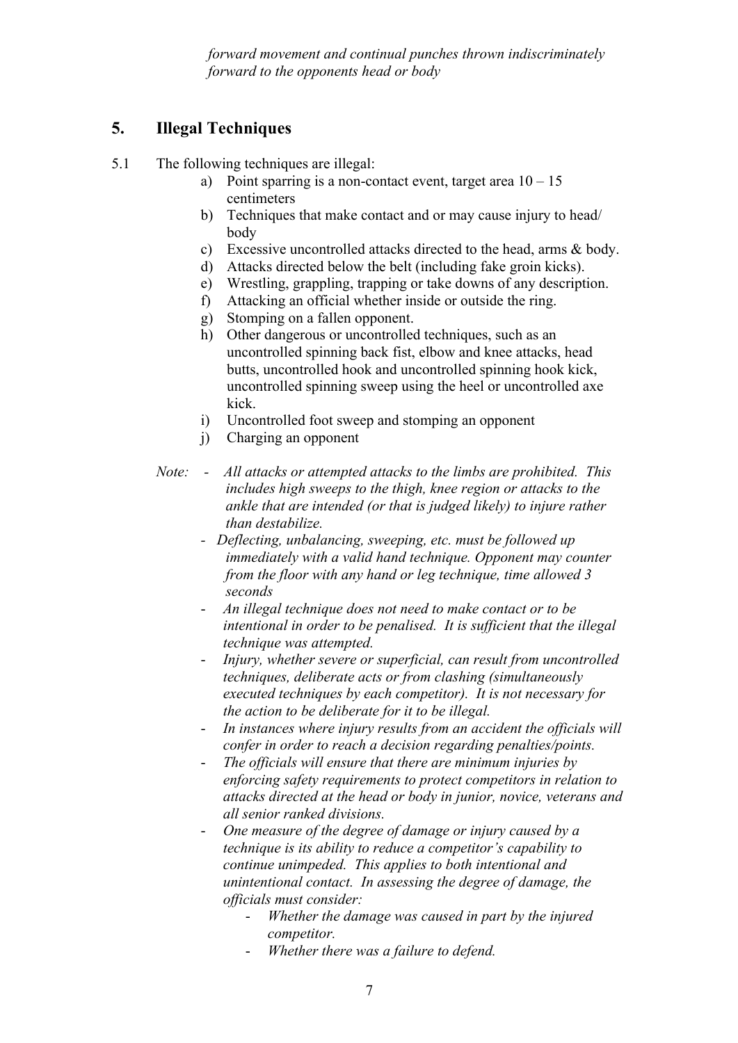*forward movement and continual punches thrown indiscriminately forward to the opponents head or body*

## 5. Illegal Techniques

5.1 The following techniques are illegal:

a) Point sparring is a non-contact event, target area 10 – 15 centimeters
b) Techniques that make contact and or may cause injury to head/ body
c) Excessive uncontrolled attacks directed to the head, arms & body.
d) Attacks directed below the belt (including fake groin kicks).
e) Wrestling, grappling, trapping or take downs of any description.
f) Attacking an official whether inside or outside the ring.
g) Stomping on a fallen opponent.
h) Other dangerous or uncontrolled techniques, such as an uncontrolled spinning back fist, elbow and knee attacks, head butts, uncontrolled hook and uncontrolled spinning hook kick, uncontrolled spinning sweep using the heel or uncontrolled axe kick.
i) Uncontrolled foot sweep and stomping an opponent
j) Charging an opponent

*Note:*

- *All attacks or attempted attacks to the limbs are prohibited. This includes high sweeps to the thigh, knee region or attacks to the ankle that are intended (or that is judged likely) to injure rather than destabilize.*
- *Deflecting, unbalancing, sweeping, etc. must be followed up immediately with a valid hand technique. Opponent may counter from the floor with any hand or leg technique, time allowed 3 seconds*
- *An illegal technique does not need to make contact or to be intentional in order to be penalised. It is sufficient that the illegal technique was attempted.*
- *Injury, whether severe or superficial, can result from uncontrolled techniques, deliberate acts or from clashing (simultaneously executed techniques by each competitor). It is not necessary for the action to be deliberate for it to be illegal.*
- *In instances where injury results from an accident the officials will confer in order to reach a decision regarding penalties/points.*
- *The officials will ensure that there are minimum injuries by enforcing safety requirements to protect competitors in relation to attacks directed at the head or body in junior, novice, veterans and all senior ranked divisions.*
- *One measure of the degree of damage or injury caused by a technique is its ability to reduce a competitor's capability to continue unimpeded. This applies to both intentional and unintentional contact. In assessing the degree of damage, the officials must consider:*
  - *Whether the damage was caused in part by the injured competitor.*
  - *Whether there was a failure to defend.*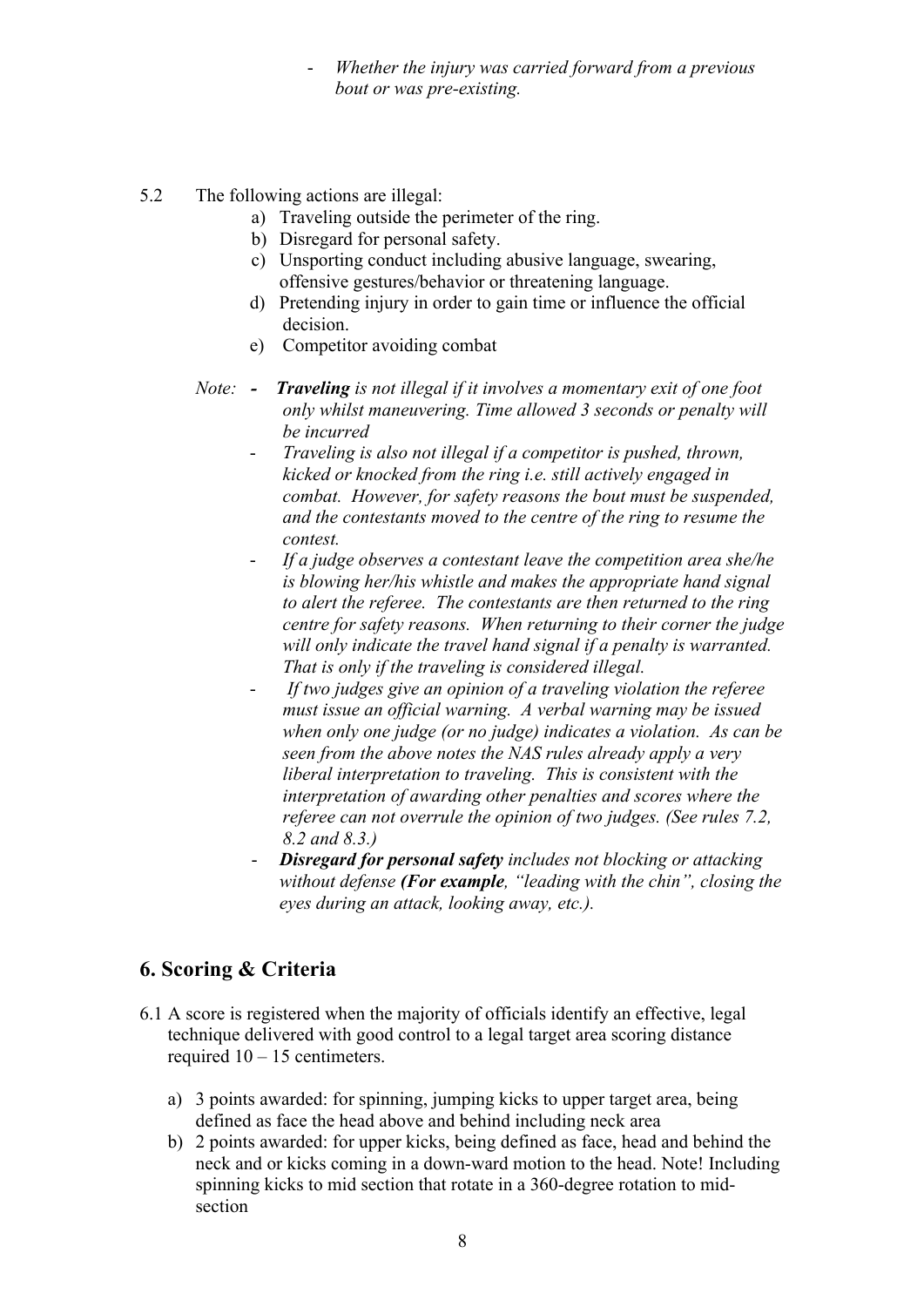- *Whether the injury was carried forward from a previous bout or was pre-existing.*

5.2 The following actions are illegal:

a) Traveling outside the perimeter of the ring.
b) Disregard for personal safety.
c) Unsporting conduct including abusive language, swearing, offensive gestures/behavior or threatening language.
d) Pretending injury in order to gain time or influence the official decision.
e) Competitor avoiding combat

*Note:*
- ***Traveling** is not illegal if it involves a momentary exit of one foot only whilst maneuvering. Time allowed 3 seconds or penalty will be incurred*
- *Traveling is also not illegal if a competitor is pushed, thrown, kicked or knocked from the ring i.e. still actively engaged in combat. However, for safety reasons the bout must be suspended, and the contestants moved to the centre of the ring to resume the contest.*
- *If a judge observes a contestant leave the competition area she/he is blowing her/his whistle and makes the appropriate hand signal to alert the referee. The contestants are then returned to the ring centre for safety reasons. When returning to their corner the judge will only indicate the travel hand signal if a penalty is warranted. That is only if the traveling is considered illegal.*
- *If two judges give an opinion of a traveling violation the referee must issue an official warning. A verbal warning may be issued when only one judge (or no judge) indicates a violation. As can be seen from the above notes the NAS rules already apply a very liberal interpretation to traveling. This is consistent with the interpretation of awarding other penalties and scores where the referee can not overrule the opinion of two judges. (See rules 7.2, 8.2 and 8.3.)*
- ***Disregard for personal safety** includes not blocking or attacking without defense **(For example**, "leading with the chin", closing the eyes during an attack, looking away, etc.).*

## 6. Scoring & Criteria

6.1 A score is registered when the majority of officials identify an effective, legal technique delivered with good control to a legal target area scoring distance required 10 – 15 centimeters.

a) 3 points awarded: for spinning, jumping kicks to upper target area, being defined as face the head above and behind including neck area
b) 2 points awarded: for upper kicks, being defined as face, head and behind the neck and or kicks coming in a down-ward motion to the head. Note! Including spinning kicks to mid section that rotate in a 360-degree rotation to mid-section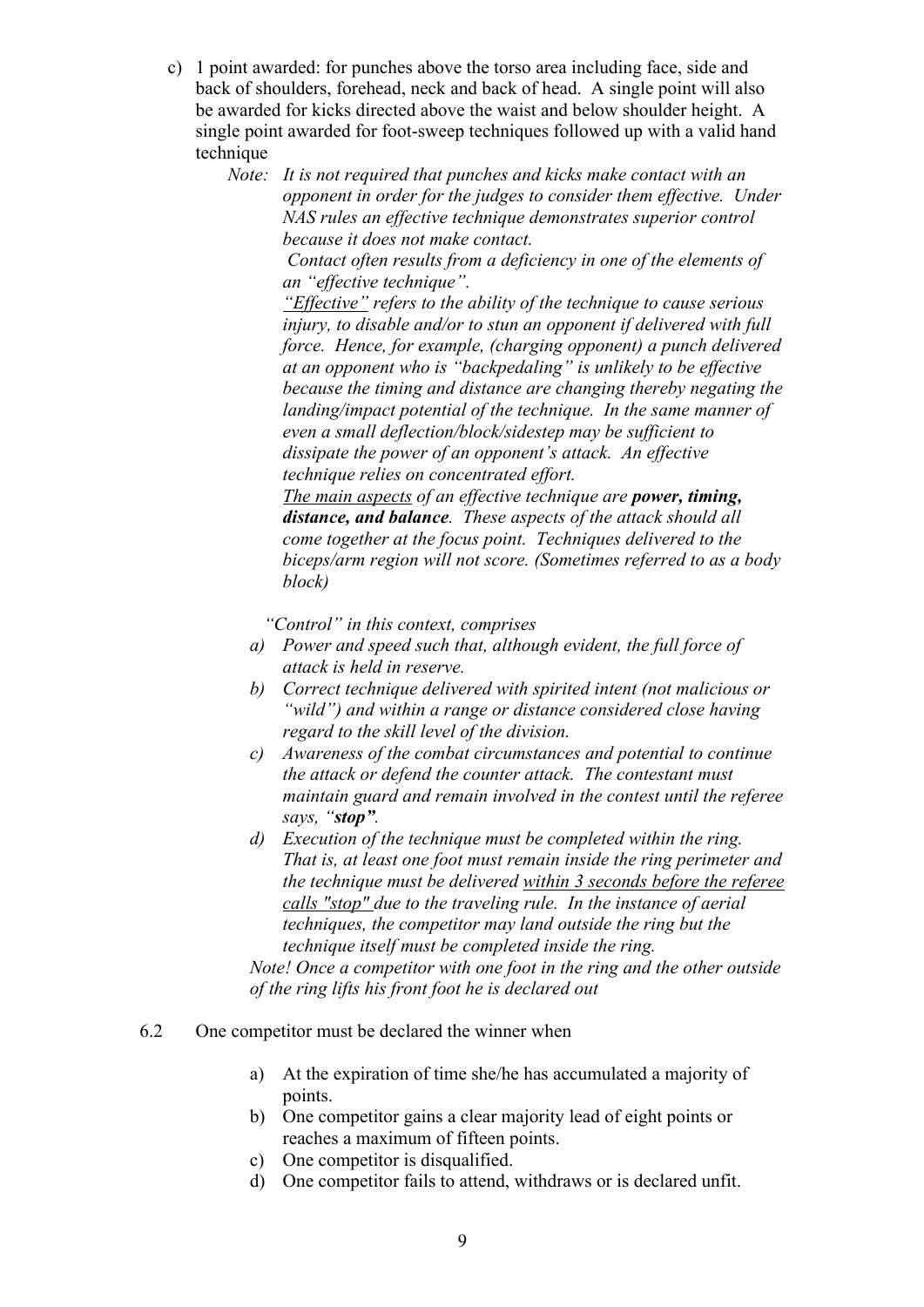c) 1 point awarded: for punches above the torso area including face, side and back of shoulders, forehead, neck and back of head. A single point will also be awarded for kicks directed above the waist and below shoulder height. A single point awarded for foot-sweep techniques followed up with a valid hand technique

*Note: It is not required that punches and kicks make contact with an opponent in order for the judges to consider them effective. Under NAS rules an effective technique demonstrates superior control because it does not make contact.*

*Contact often results from a deficiency in one of the elements of an "effective technique".*

*"Effective" refers to the ability of the technique to cause serious injury, to disable and/or to stun an opponent if delivered with full force. Hence, for example, (charging opponent) a punch delivered at an opponent who is "backpedaling" is unlikely to be effective because the timing and distance are changing thereby negating the landing/impact potential of the technique. In the same manner of even a small deflection/block/sidestep may be sufficient to dissipate the power of an opponent's attack. An effective technique relies on concentrated effort.*

*The main aspects of an effective technique are* ***power, timing, distance, and balance****. These aspects of the attack should all come together at the focus point. Techniques delivered to the biceps/arm region will not score. (Sometimes referred to as a body block)*

*"Control" in this context, comprises*

a) *Power and speed such that, although evident, the full force of attack is held in reserve.*
b) *Correct technique delivered with spirited intent (not malicious or "wild") and within a range or distance considered close having regard to the skill level of the division.*
c) *Awareness of the combat circumstances and potential to continue the attack or defend the counter attack. The contestant must maintain guard and remain involved in the contest until the referee says, "****stop****".*
d) *Execution of the technique must be completed within the ring. That is, at least one foot must remain inside the ring perimeter and the technique must be delivered within 3 seconds before the referee calls "stop" due to the traveling rule. In the instance of aerial techniques, the competitor may land outside the ring but the technique itself must be completed inside the ring.*

*Note! Once a competitor with one foot in the ring and the other outside of the ring lifts his front foot he is declared out*

6.2 One competitor must be declared the winner when

a) At the expiration of time she/he has accumulated a majority of points.
b) One competitor gains a clear majority lead of eight points or reaches a maximum of fifteen points.
c) One competitor is disqualified.
d) One competitor fails to attend, withdraws or is declared unfit.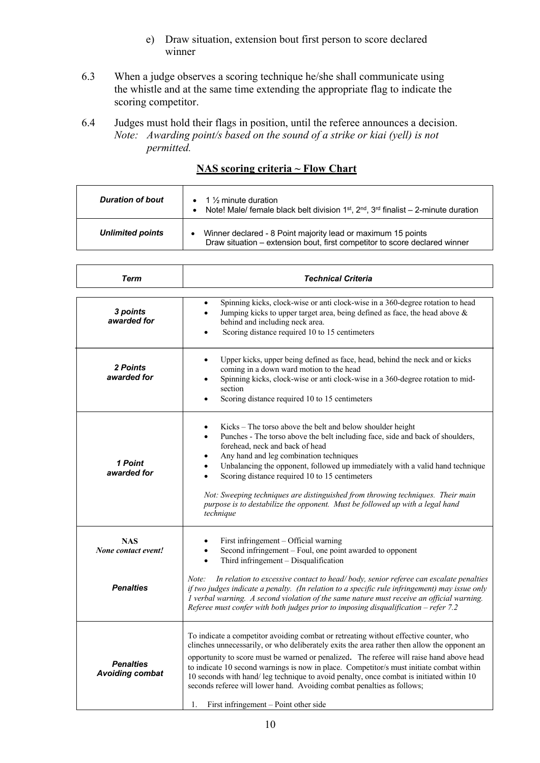e) Draw situation, extension bout first person to score declared winner

6.3 When a judge observes a scoring technique he/she shall communicate using the whistle and at the same time extending the appropriate flag to indicate the scoring competitor.

6.4 Judges must hold their flags in position, until the referee announces a decision.
*Note: Awarding point/s based on the sound of a strike or kiai (yell) is not permitted.*

## NAS scoring criteria ~ Flow Chart

| | |
|---|---|
| ***Duration of bout*** | • 1 ½ minute duration<br>• Note! Male/ female black belt division 1st, 2nd, 3rd finalist – 2-minute duration |
| ***Unlimited points*** | • Winner declared - 8 Point majority lead or maximum 15 points<br>Draw situation – extension bout, first competitor to score declared winner |

| ***Term*** | ***Technical Criteria*** |
|---|---|
| ***3 points awarded for*** | • Spinning kicks, clock-wise or anti clock-wise in a 360-degree rotation to head<br>• Jumping kicks to upper target area, being defined as face, the head above & behind and including neck area.<br>• Scoring distance required 10 to 15 centimeters |
| ***2 Points awarded for*** | • Upper kicks, upper being defined as face, head, behind the neck and or kicks coming in a down ward motion to the head<br>• Spinning kicks, clock-wise or anti clock-wise in a 360-degree rotation to mid-section<br>• Scoring distance required 10 to 15 centimeters |
| ***1 Point awarded for*** | • Kicks – The torso above the belt and below shoulder height<br>• Punches - The torso above the belt including face, side and back of shoulders, forehead, neck and back of head<br>• Any hand and leg combination techniques<br>• Unbalancing the opponent, followed up immediately with a valid hand technique<br>• Scoring distance required 10 to 15 centimeters<br><br>*Not: Sweeping techniques are distinguished from throwing techniques. Their main purpose is to destabilize the opponent. Must be followed up with a legal hand technique* |
| **NAS**<br>***None contact event!***<br><br>***Penalties*** | • First infringement – Official warning<br>• Second infringement – Foul, one point awarded to opponent<br>• Third infringement – Disqualification<br><br>*Note: In relation to excessive contact to head/ body, senior referee can escalate penalties if two judges indicate a penalty. (In relation to a specific rule infringement) may issue only 1 verbal warning. A second violation of the same nature must receive an official warning. Referee must confer with both judges prior to imposing disqualification – refer 7.2* |
| ***Penalties Avoiding combat*** | To indicate a competitor avoiding combat or retreating without effective counter, who clinches unnecessarily, or who deliberately exits the area rather then allow the opponent an opportunity to score must be warned or penalized. The referee will raise hand above head to indicate 10 second warnings is now in place. Competitor/s must initiate combat within 10 seconds with hand/ leg technique to avoid penalty, once combat is initiated within 10 seconds referee will lower hand. Avoiding combat penalties as follows;<br><br>1. First infringement – Point other side |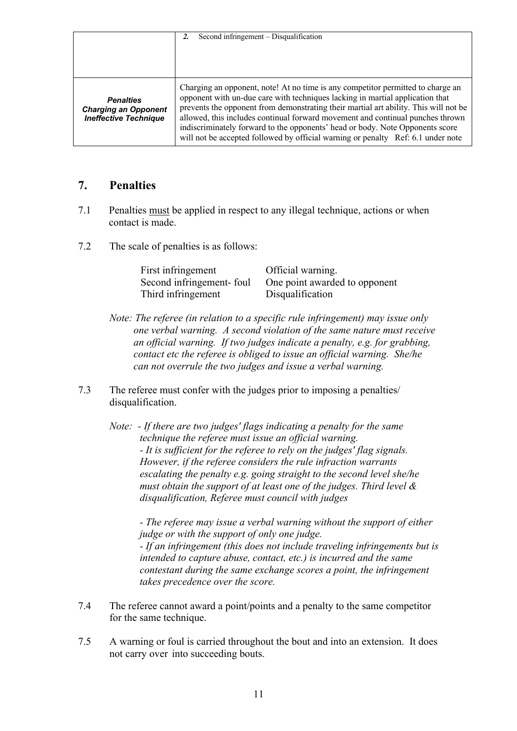| | |
|---|---|
| | *2.* Second infringement – Disqualification |
| ***Penalties Charging an Opponent Ineffective Technique*** | Charging an opponent, note! At no time is any competitor permitted to charge an opponent with un-due care with techniques lacking in martial application that prevents the opponent from demonstrating their martial art ability. This will not be allowed, this includes continual forward movement and continual punches thrown indiscriminately forward to the opponents' head or body. Note Opponents score will not be accepted followed by official warning or penalty Ref: 6.1 under note |

## 7. Penalties

7.1 Penalties <u>must</u> be applied in respect to any illegal technique, actions or when contact is made.

7.2 The scale of penalties is as follows:

| | |
|---|---|
| First infringement | Official warning. |
| Second infringement- foul | One point awarded to opponent |
| Third infringement | Disqualification |

*Note: The referee (in relation to a specific rule infringement) may issue only one verbal warning. A second violation of the same nature must receive an official warning. If two judges indicate a penalty, e.g. for grabbing, contact etc the referee is obliged to issue an official warning. She/he can not overrule the two judges and issue a verbal warning.*

7.3 The referee must confer with the judges prior to imposing a penalties/ disqualification.

*Note: - If there are two judges' flags indicating a penalty for the same technique the referee must issue an official warning.*
*- It is sufficient for the referee to rely on the judges' flag signals. However, if the referee considers the rule infraction warrants escalating the penalty e.g. going straight to the second level she/he must obtain the support of at least one of the judges. Third level & disqualification, Referee must council with judges*

*- The referee may issue a verbal warning without the support of either judge or with the support of only one judge.*
*- If an infringement (this does not include traveling infringements but is intended to capture abuse, contact, etc.) is incurred and the same contestant during the same exchange scores a point, the infringement takes precedence over the score.*

7.4 The referee cannot award a point/points and a penalty to the same competitor for the same technique.

7.5 A warning or foul is carried throughout the bout and into an extension. It does not carry over into succeeding bouts.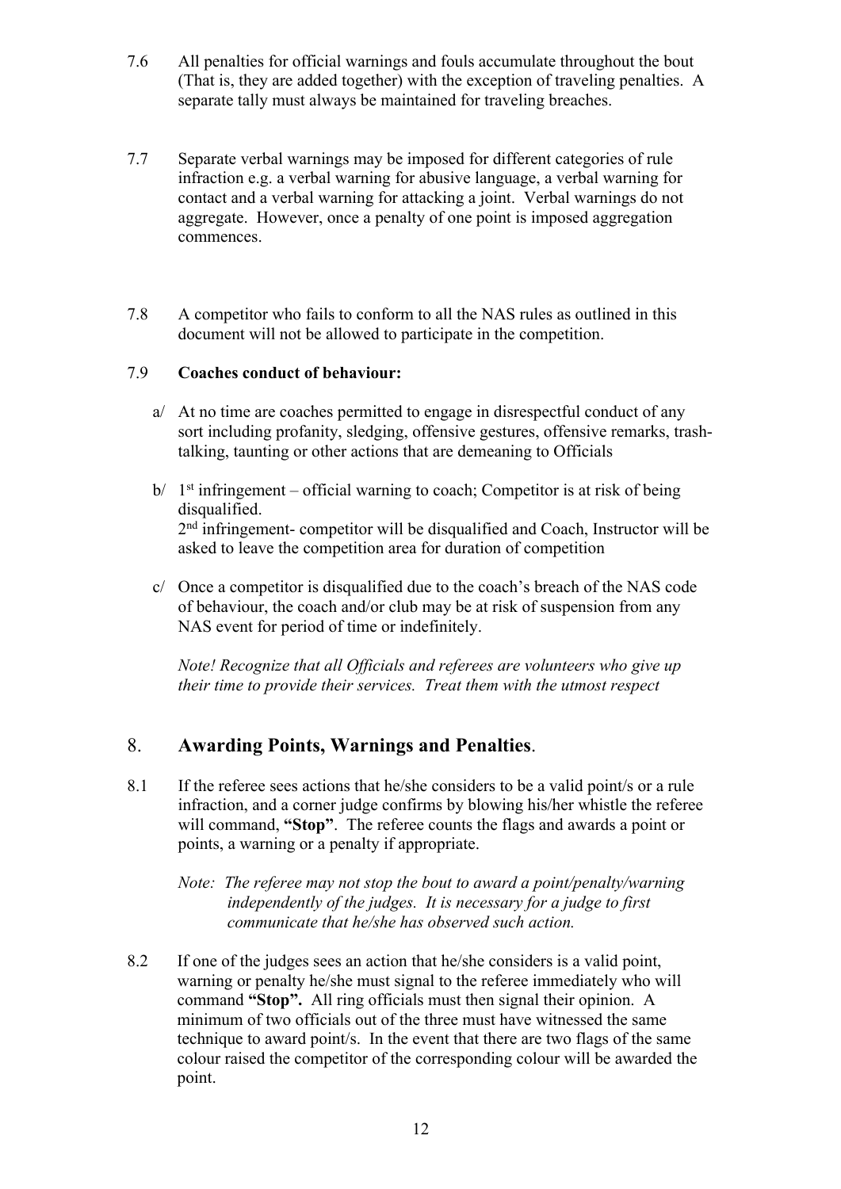7.6 All penalties for official warnings and fouls accumulate throughout the bout (That is, they are added together) with the exception of traveling penalties. A separate tally must always be maintained for traveling breaches.

7.7 Separate verbal warnings may be imposed for different categories of rule infraction e.g. a verbal warning for abusive language, a verbal warning for contact and a verbal warning for attacking a joint. Verbal warnings do not aggregate. However, once a penalty of one point is imposed aggregation commences.

7.8 A competitor who fails to conform to all the NAS rules as outlined in this document will not be allowed to participate in the competition.

7.9 **Coaches conduct of behaviour:**

a/ At no time are coaches permitted to engage in disrespectful conduct of any sort including profanity, sledging, offensive gestures, offensive remarks, trash-talking, taunting or other actions that are demeaning to Officials

b/ 1st infringement – official warning to coach; Competitor is at risk of being disqualified.
2nd infringement- competitor will be disqualified and Coach, Instructor will be asked to leave the competition area for duration of competition

c/ Once a competitor is disqualified due to the coach's breach of the NAS code of behaviour, the coach and/or club may be at risk of suspension from any NAS event for period of time or indefinitely.

*Note! Recognize that all Officials and referees are volunteers who give up their time to provide their services. Treat them with the utmost respect*

## 8. **Awarding Points, Warnings and Penalties**.

8.1 If the referee sees actions that he/she considers to be a valid point/s or a rule infraction, and a corner judge confirms by blowing his/her whistle the referee will command, **"Stop"**. The referee counts the flags and awards a point or points, a warning or a penalty if appropriate.

*Note: The referee may not stop the bout to award a point/penalty/warning independently of the judges. It is necessary for a judge to first communicate that he/she has observed such action.*

8.2 If one of the judges sees an action that he/she considers is a valid point, warning or penalty he/she must signal to the referee immediately who will command **"Stop".** All ring officials must then signal their opinion. A minimum of two officials out of the three must have witnessed the same technique to award point/s. In the event that there are two flags of the same colour raised the competitor of the corresponding colour will be awarded the point.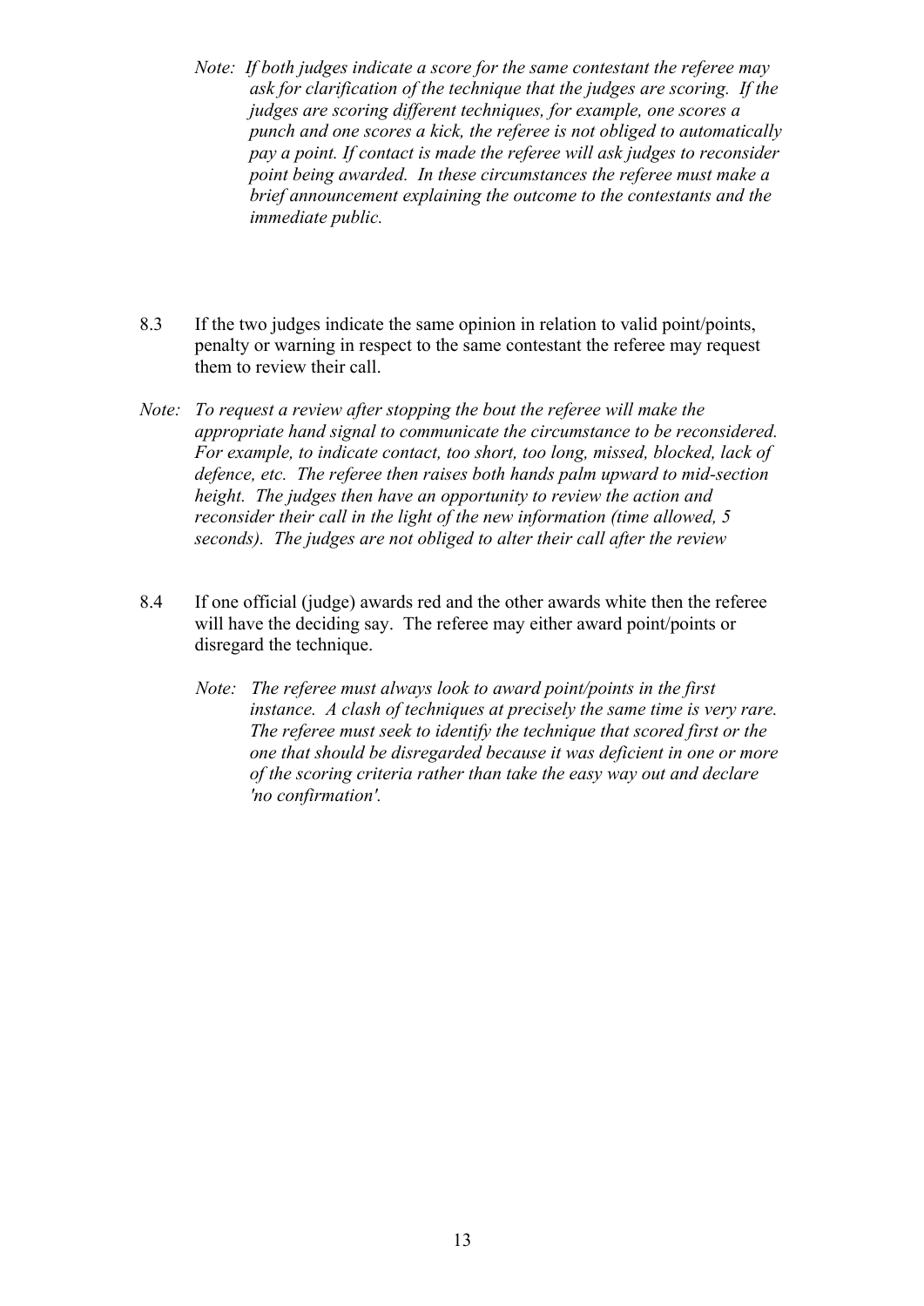*Note: If both judges indicate a score for the same contestant the referee may ask for clarification of the technique that the judges are scoring. If the judges are scoring different techniques, for example, one scores a punch and one scores a kick, the referee is not obliged to automatically pay a point. If contact is made the referee will ask judges to reconsider point being awarded. In these circumstances the referee must make a brief announcement explaining the outcome to the contestants and the immediate public.*

8.3 If the two judges indicate the same opinion in relation to valid point/points, penalty or warning in respect to the same contestant the referee may request them to review their call.

*Note: To request a review after stopping the bout the referee will make the appropriate hand signal to communicate the circumstance to be reconsidered. For example, to indicate contact, too short, too long, missed, blocked, lack of defence, etc. The referee then raises both hands palm upward to mid-section height. The judges then have an opportunity to review the action and reconsider their call in the light of the new information (time allowed, 5 seconds). The judges are not obliged to alter their call after the review*

8.4 If one official (judge) awards red and the other awards white then the referee will have the deciding say. The referee may either award point/points or disregard the technique.

*Note: The referee must always look to award point/points in the first instance. A clash of techniques at precisely the same time is very rare. The referee must seek to identify the technique that scored first or the one that should be disregarded because it was deficient in one or more of the scoring criteria rather than take the easy way out and declare 'no confirmation'.*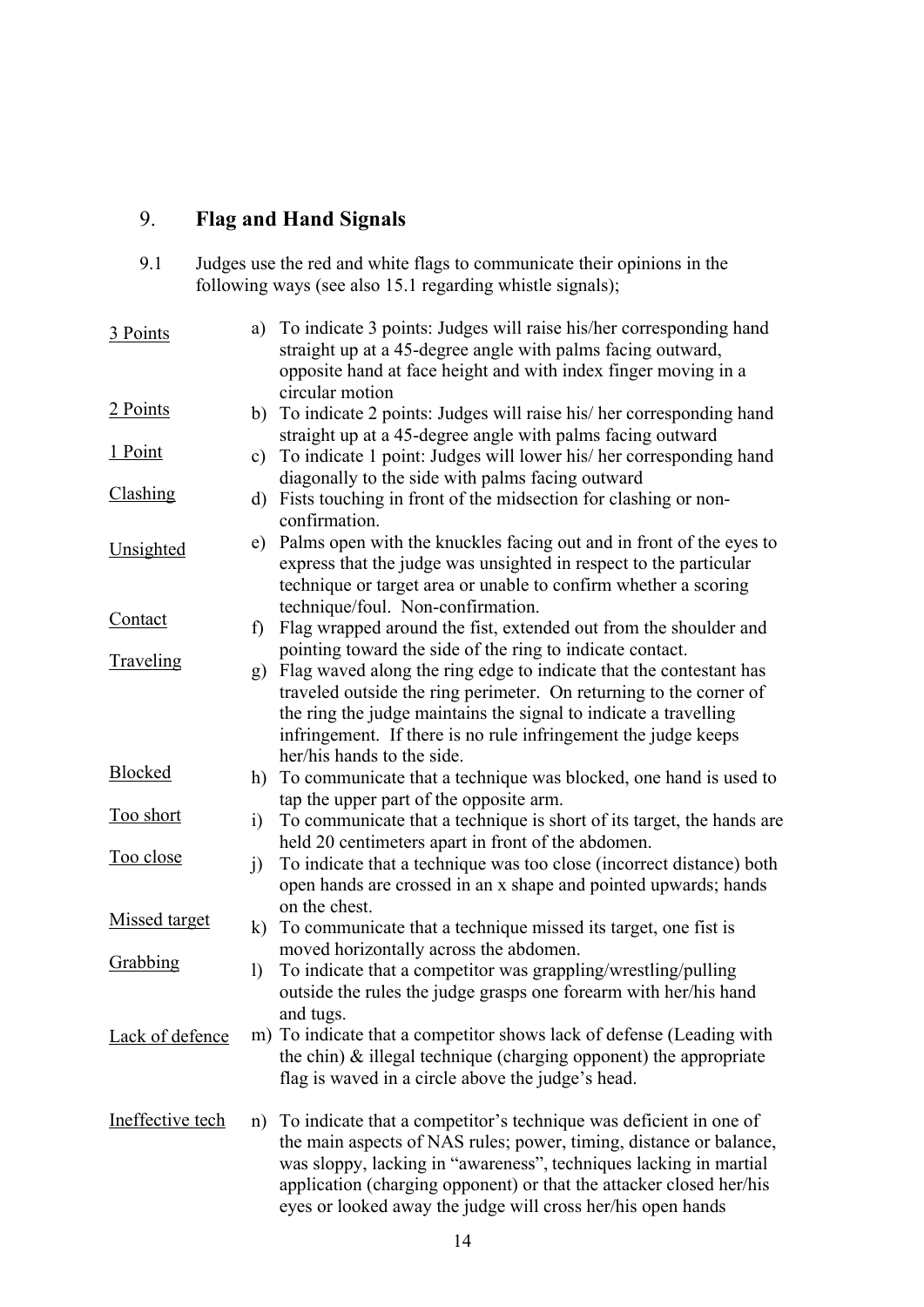## 9. **Flag and Hand Signals**

9.1 Judges use the red and white flags to communicate their opinions in the following ways (see also 15.1 regarding whistle signals);

<u>3 Points</u>
a) To indicate 3 points: Judges will raise his/her corresponding hand straight up at a 45-degree angle with palms facing outward, opposite hand at face height and with index finger moving in a circular motion

<u>2 Points</u>
b) To indicate 2 points: Judges will raise his/ her corresponding hand straight up at a 45-degree angle with palms facing outward

<u>1 Point</u>
c) To indicate 1 point: Judges will lower his/ her corresponding hand diagonally to the side with palms facing outward

<u>Clashing</u>
d) Fists touching in front of the midsection for clashing or non-confirmation.

<u>Unsighted</u>
e) Palms open with the knuckles facing out and in front of the eyes to express that the judge was unsighted in respect to the particular technique or target area or unable to confirm whether a scoring technique/foul. Non-confirmation.

<u>Contact</u>
f) Flag wrapped around the fist, extended out from the shoulder and pointing toward the side of the ring to indicate contact.

<u>Traveling</u>
g) Flag waved along the ring edge to indicate that the contestant has traveled outside the ring perimeter. On returning to the corner of the ring the judge maintains the signal to indicate a travelling infringement. If there is no rule infringement the judge keeps her/his hands to the side.

<u>Blocked</u>
h) To communicate that a technique was blocked, one hand is used to tap the upper part of the opposite arm.

<u>Too short</u>
i) To communicate that a technique is short of its target, the hands are held 20 centimeters apart in front of the abdomen.

<u>Too close</u>
j) To indicate that a technique was too close (incorrect distance) both open hands are crossed in an x shape and pointed upwards; hands on the chest.

<u>Missed target</u>
k) To communicate that a technique missed its target, one fist is moved horizontally across the abdomen.

<u>Grabbing</u>
l) To indicate that a competitor was grappling/wrestling/pulling outside the rules the judge grasps one forearm with her/his hand and tugs.

<u>Lack of defence</u>
m) To indicate that a competitor shows lack of defense (Leading with the chin) & illegal technique (charging opponent) the appropriate flag is waved in a circle above the judge's head.

<u>Ineffective tech</u>
n) To indicate that a competitor's technique was deficient in one of the main aspects of NAS rules; power, timing, distance or balance, was sloppy, lacking in "awareness", techniques lacking in martial application (charging opponent) or that the attacker closed her/his eyes or looked away the judge will cross her/his open hands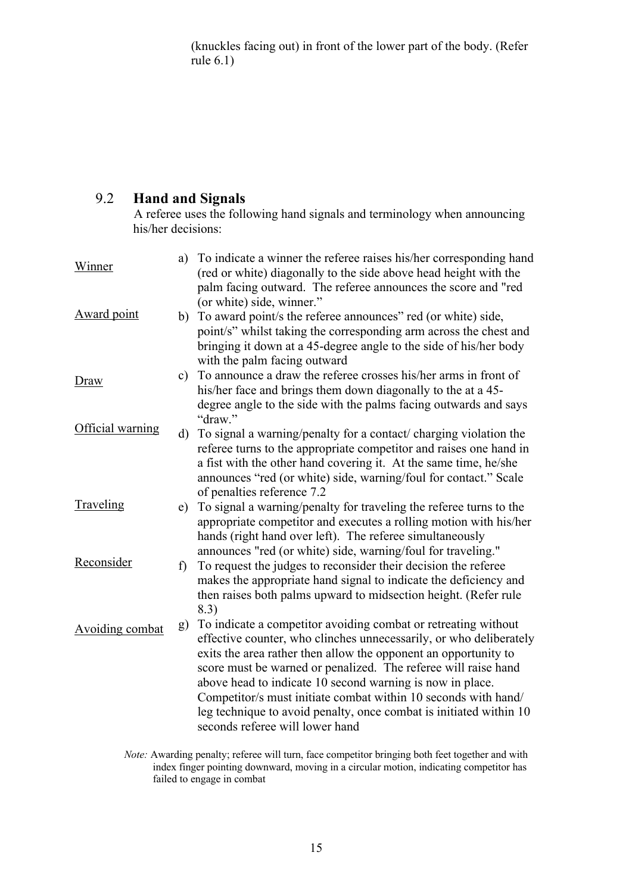(knuckles facing out) in front of the lower part of the body. (Refer rule 6.1)

## 9.2 Hand and Signals

A referee uses the following hand signals and terminology when announcing his/her decisions:

Winner

a) To indicate a winner the referee raises his/her corresponding hand (red or white) diagonally to the side above head height with the palm facing outward. The referee announces the score and "red (or white) side, winner."

Award point

b) To award point/s the referee announces" red (or white) side, point/s" whilst taking the corresponding arm across the chest and bringing it down at a 45-degree angle to the side of his/her body with the palm facing outward

Draw

c) To announce a draw the referee crosses his/her arms in front of his/her face and brings them down diagonally to the at a 45-degree angle to the side with the palms facing outwards and says "draw."

Official warning

d) To signal a warning/penalty for a contact/ charging violation the referee turns to the appropriate competitor and raises one hand in a fist with the other hand covering it. At the same time, he/she announces "red (or white) side, warning/foul for contact." Scale of penalties reference 7.2

Traveling

e) To signal a warning/penalty for traveling the referee turns to the appropriate competitor and executes a rolling motion with his/her hands (right hand over left). The referee simultaneously announces "red (or white) side, warning/foul for traveling."

Reconsider

f) To request the judges to reconsider their decision the referee makes the appropriate hand signal to indicate the deficiency and then raises both palms upward to midsection height. (Refer rule 8.3)

Avoiding combat

g) To indicate a competitor avoiding combat or retreating without effective counter, who clinches unnecessarily, or who deliberately exits the area rather then allow the opponent an opportunity to score must be warned or penalized. The referee will raise hand above head to indicate 10 second warning is now in place. Competitor/s must initiate combat within 10 seconds with hand/ leg technique to avoid penalty, once combat is initiated within 10 seconds referee will lower hand

*Note:* Awarding penalty; referee will turn, face competitor bringing both feet together and with index finger pointing downward, moving in a circular motion, indicating competitor has failed to engage in combat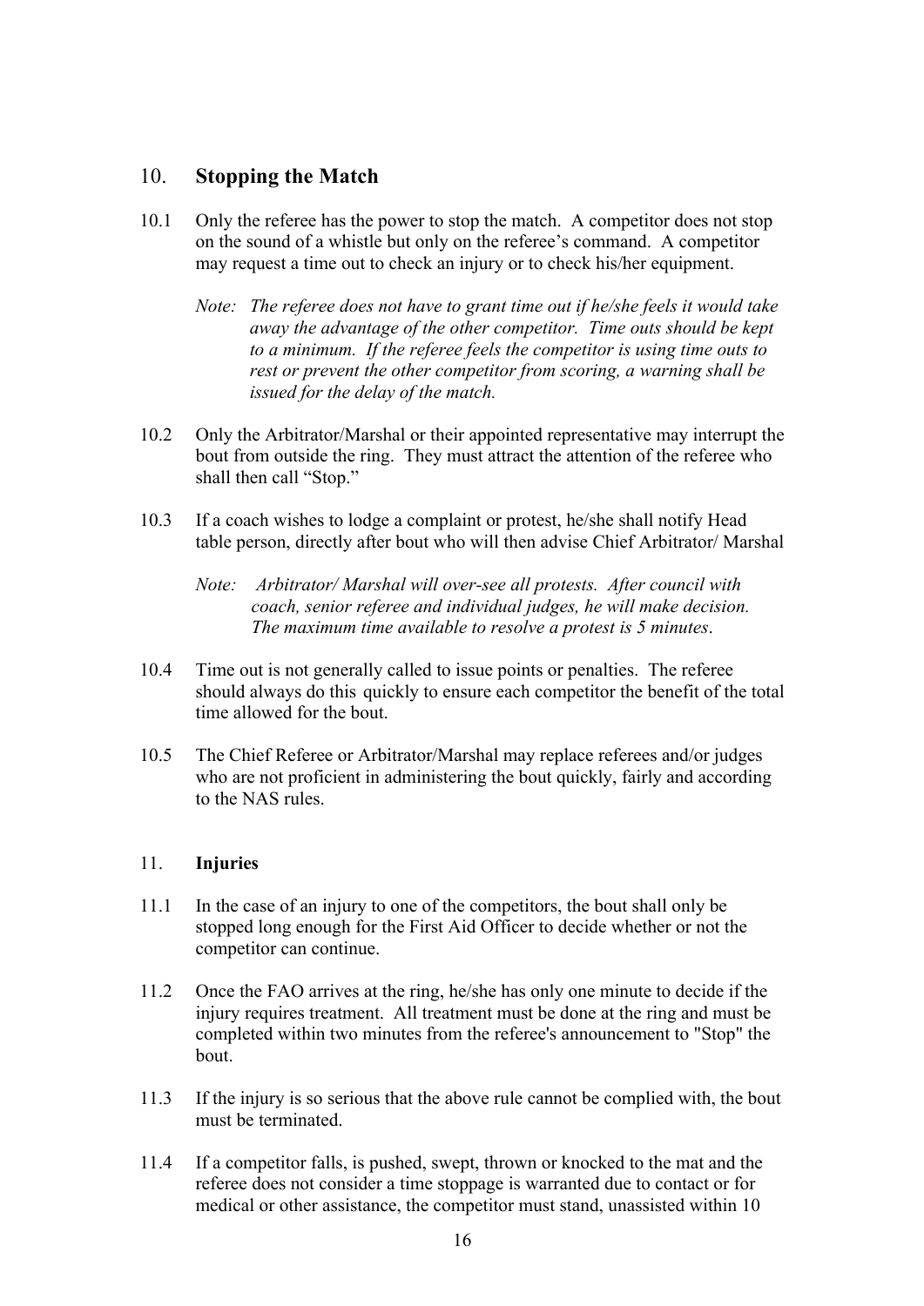## 10. **Stopping the Match**

10.1 Only the referee has the power to stop the match. A competitor does not stop on the sound of a whistle but only on the referee's command. A competitor may request a time out to check an injury or to check his/her equipment.

*Note: The referee does not have to grant time out if he/she feels it would take away the advantage of the other competitor. Time outs should be kept to a minimum. If the referee feels the competitor is using time outs to rest or prevent the other competitor from scoring, a warning shall be issued for the delay of the match.*

10.2 Only the Arbitrator/Marshal or their appointed representative may interrupt the bout from outside the ring. They must attract the attention of the referee who shall then call "Stop."

10.3 If a coach wishes to lodge a complaint or protest, he/she shall notify Head table person, directly after bout who will then advise Chief Arbitrator/ Marshal

*Note: Arbitrator/ Marshal will over-see all protests. After council with coach, senior referee and individual judges, he will make decision. The maximum time available to resolve a protest is 5 minutes.*

10.4 Time out is not generally called to issue points or penalties. The referee should always do this quickly to ensure each competitor the benefit of the total time allowed for the bout.

10.5 The Chief Referee or Arbitrator/Marshal may replace referees and/or judges who are not proficient in administering the bout quickly, fairly and according to the NAS rules.

## 11. **Injuries**

11.1 In the case of an injury to one of the competitors, the bout shall only be stopped long enough for the First Aid Officer to decide whether or not the competitor can continue.

11.2 Once the FAO arrives at the ring, he/she has only one minute to decide if the injury requires treatment. All treatment must be done at the ring and must be completed within two minutes from the referee's announcement to "Stop" the bout.

11.3 If the injury is so serious that the above rule cannot be complied with, the bout must be terminated.

11.4 If a competitor falls, is pushed, swept, thrown or knocked to the mat and the referee does not consider a time stoppage is warranted due to contact or for medical or other assistance, the competitor must stand, unassisted within 10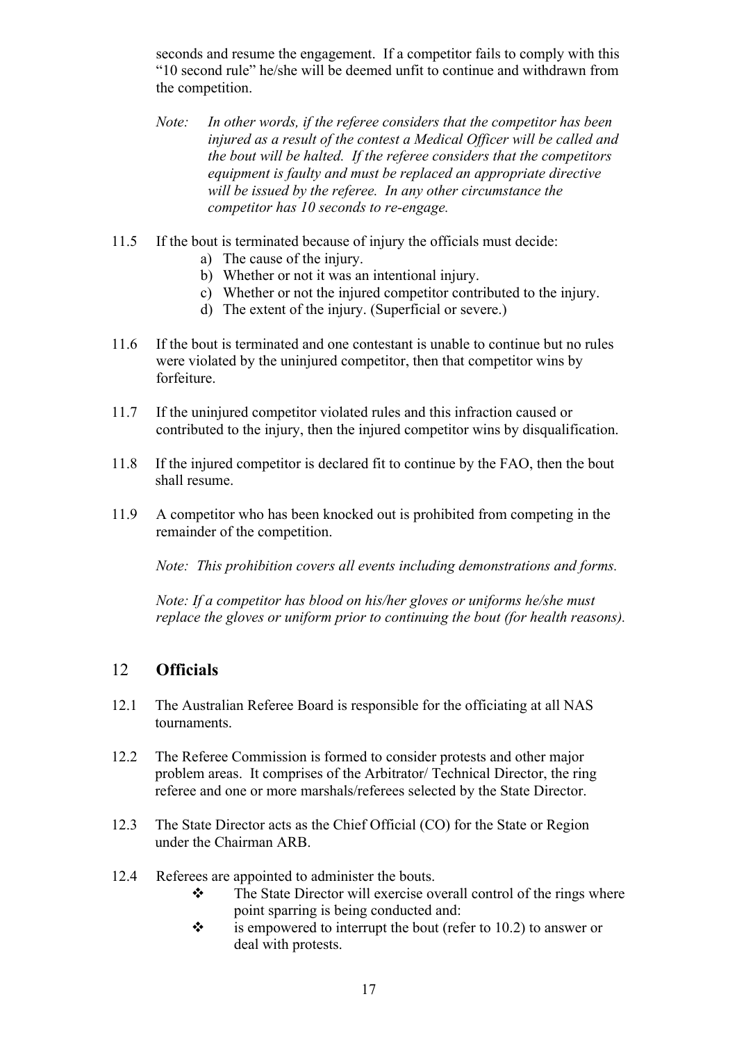seconds and resume the engagement. If a competitor fails to comply with this "10 second rule" he/she will be deemed unfit to continue and withdrawn from the competition.

*Note: In other words, if the referee considers that the competitor has been injured as a result of the contest a Medical Officer will be called and the bout will be halted. If the referee considers that the competitors equipment is faulty and must be replaced an appropriate directive will be issued by the referee. In any other circumstance the competitor has 10 seconds to re-engage.*

11.5 If the bout is terminated because of injury the officials must decide:

a) The cause of the injury.
b) Whether or not it was an intentional injury.
c) Whether or not the injured competitor contributed to the injury.
d) The extent of the injury. (Superficial or severe.)

11.6 If the bout is terminated and one contestant is unable to continue but no rules were violated by the uninjured competitor, then that competitor wins by forfeiture.

11.7 If the uninjured competitor violated rules and this infraction caused or contributed to the injury, then the injured competitor wins by disqualification.

11.8 If the injured competitor is declared fit to continue by the FAO, then the bout shall resume.

11.9 A competitor who has been knocked out is prohibited from competing in the remainder of the competition.

*Note: This prohibition covers all events including demonstrations and forms.*

*Note: If a competitor has blood on his/her gloves or uniforms he/she must replace the gloves or uniform prior to continuing the bout (for health reasons).*

## 12 Officials

12.1 The Australian Referee Board is responsible for the officiating at all NAS tournaments.

12.2 The Referee Commission is formed to consider protests and other major problem areas. It comprises of the Arbitrator/ Technical Director, the ring referee and one or more marshals/referees selected by the State Director.

12.3 The State Director acts as the Chief Official (CO) for the State or Region under the Chairman ARB.

12.4 Referees are appointed to administer the bouts.

- The State Director will exercise overall control of the rings where point sparring is being conducted and:
- is empowered to interrupt the bout (refer to 10.2) to answer or deal with protests.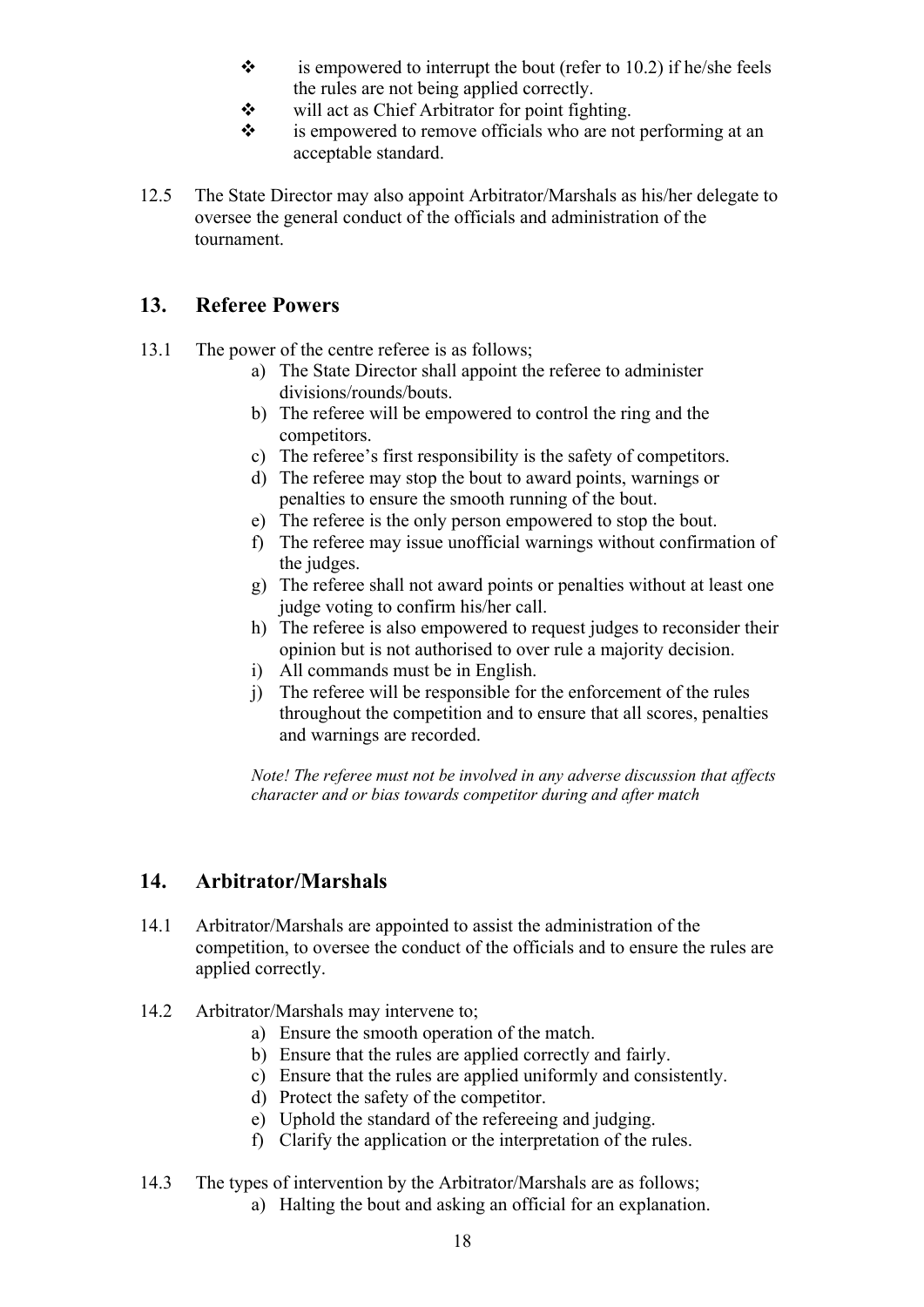- is empowered to interrupt the bout (refer to 10.2) if he/she feels the rules are not being applied correctly.
- will act as Chief Arbitrator for point fighting.
- is empowered to remove officials who are not performing at an acceptable standard.

12.5 The State Director may also appoint Arbitrator/Marshals as his/her delegate to oversee the general conduct of the officials and administration of the tournament.

## 13. Referee Powers

13.1 The power of the centre referee is as follows;

a) The State Director shall appoint the referee to administer divisions/rounds/bouts.
b) The referee will be empowered to control the ring and the competitors.
c) The referee's first responsibility is the safety of competitors.
d) The referee may stop the bout to award points, warnings or penalties to ensure the smooth running of the bout.
e) The referee is the only person empowered to stop the bout.
f) The referee may issue unofficial warnings without confirmation of the judges.
g) The referee shall not award points or penalties without at least one judge voting to confirm his/her call.
h) The referee is also empowered to request judges to reconsider their opinion but is not authorised to over rule a majority decision.
i) All commands must be in English.
j) The referee will be responsible for the enforcement of the rules throughout the competition and to ensure that all scores, penalties and warnings are recorded.

*Note! The referee must not be involved in any adverse discussion that affects character and or bias towards competitor during and after match*

## 14. Arbitrator/Marshals

14.1 Arbitrator/Marshals are appointed to assist the administration of the competition, to oversee the conduct of the officials and to ensure the rules are applied correctly.

14.2 Arbitrator/Marshals may intervene to;

a) Ensure the smooth operation of the match.
b) Ensure that the rules are applied correctly and fairly.
c) Ensure that the rules are applied uniformly and consistently.
d) Protect the safety of the competitor.
e) Uphold the standard of the refereeing and judging.
f) Clarify the application or the interpretation of the rules.

14.3 The types of intervention by the Arbitrator/Marshals are as follows;

a) Halting the bout and asking an official for an explanation.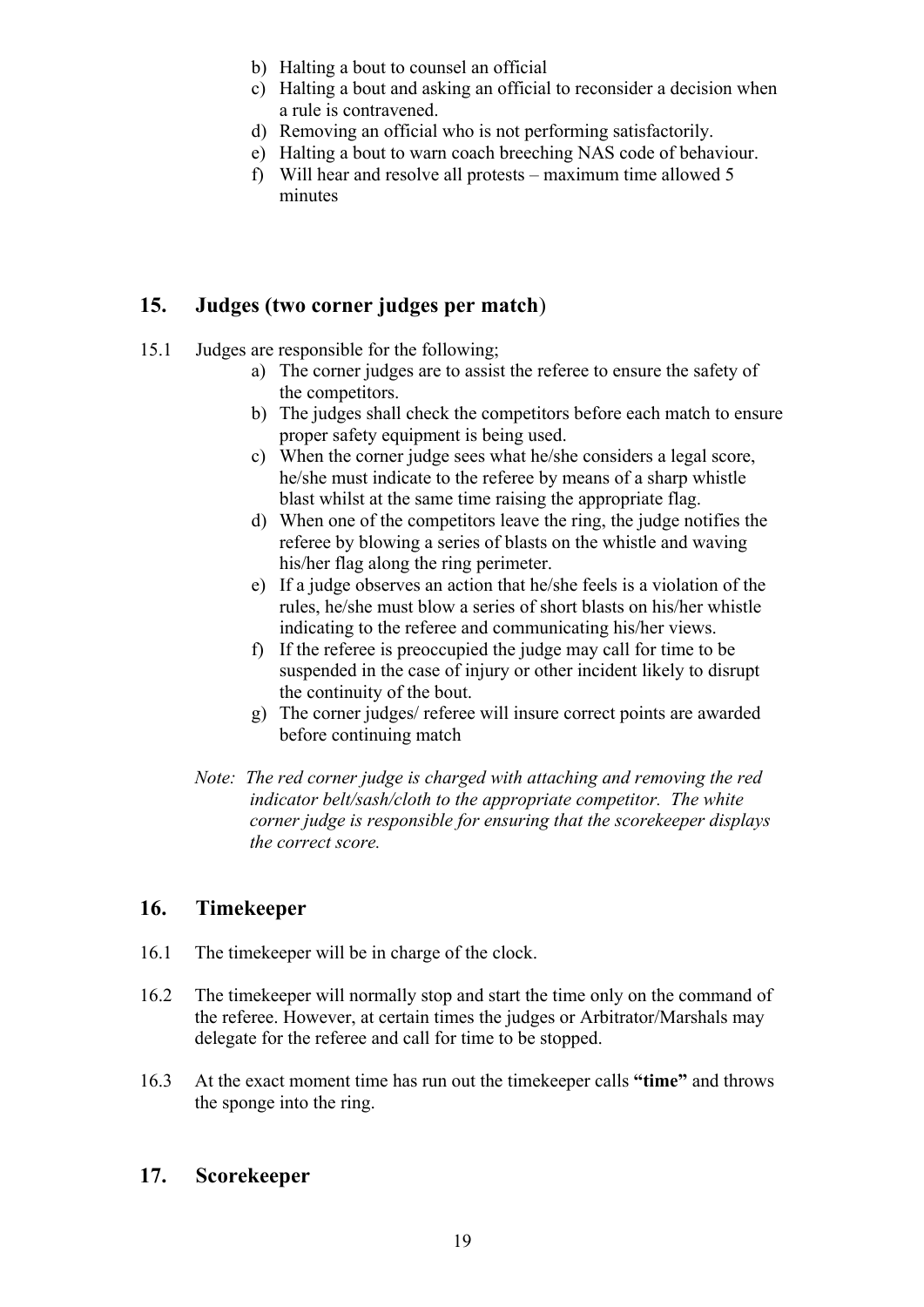b) Halting a bout to counsel an official
c) Halting a bout and asking an official to reconsider a decision when a rule is contravened.
d) Removing an official who is not performing satisfactorily.
e) Halting a bout to warn coach breeching NAS code of behaviour.
f) Will hear and resolve all protests – maximum time allowed 5 minutes

## 15. Judges (two corner judges per match)

15.1 Judges are responsible for the following;

a) The corner judges are to assist the referee to ensure the safety of the competitors.
b) The judges shall check the competitors before each match to ensure proper safety equipment is being used.
c) When the corner judge sees what he/she considers a legal score, he/she must indicate to the referee by means of a sharp whistle blast whilst at the same time raising the appropriate flag.
d) When one of the competitors leave the ring, the judge notifies the referee by blowing a series of blasts on the whistle and waving his/her flag along the ring perimeter.
e) If a judge observes an action that he/she feels is a violation of the rules, he/she must blow a series of short blasts on his/her whistle indicating to the referee and communicating his/her views.
f) If the referee is preoccupied the judge may call for time to be suspended in the case of injury or other incident likely to disrupt the continuity of the bout.
g) The corner judges/ referee will insure correct points are awarded before continuing match

*Note: The red corner judge is charged with attaching and removing the red indicator belt/sash/cloth to the appropriate competitor. The white corner judge is responsible for ensuring that the scorekeeper displays the correct score.*

## 16. Timekeeper

16.1 The timekeeper will be in charge of the clock.

16.2 The timekeeper will normally stop and start the time only on the command of the referee. However, at certain times the judges or Arbitrator/Marshals may delegate for the referee and call for time to be stopped.

16.3 At the exact moment time has run out the timekeeper calls **"time"** and throws the sponge into the ring.

## 17. Scorekeeper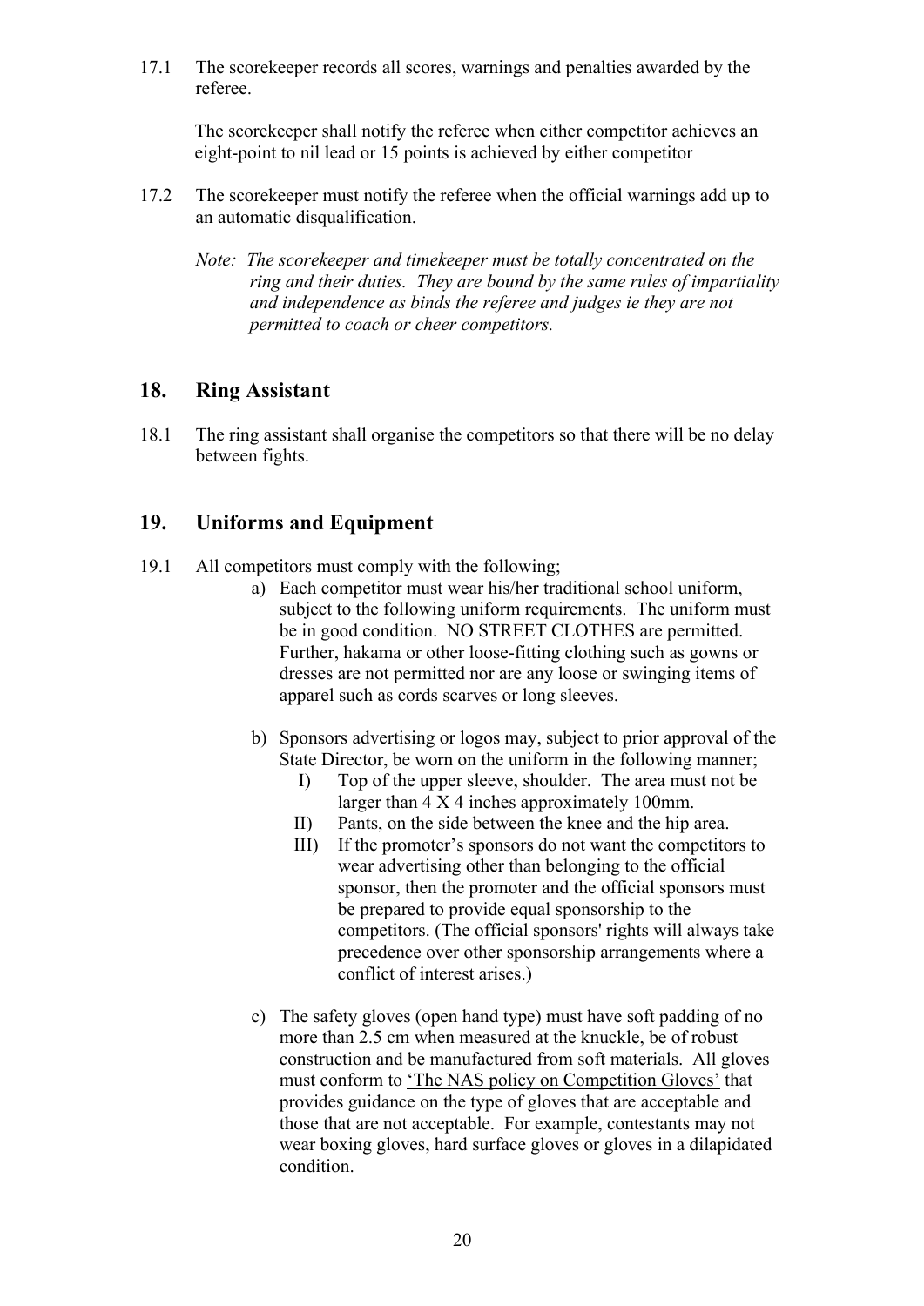17.1 The scorekeeper records all scores, warnings and penalties awarded by the referee.

The scorekeeper shall notify the referee when either competitor achieves an eight-point to nil lead or 15 points is achieved by either competitor

17.2 The scorekeeper must notify the referee when the official warnings add up to an automatic disqualification.

*Note: The scorekeeper and timekeeper must be totally concentrated on the ring and their duties. They are bound by the same rules of impartiality and independence as binds the referee and judges ie they are not permitted to coach or cheer competitors.*

## 18. Ring Assistant

18.1 The ring assistant shall organise the competitors so that there will be no delay between fights.

## 19. Uniforms and Equipment

19.1 All competitors must comply with the following;

a) Each competitor must wear his/her traditional school uniform, subject to the following uniform requirements. The uniform must be in good condition. NO STREET CLOTHES are permitted. Further, hakama or other loose-fitting clothing such as gowns or dresses are not permitted nor are any loose or swinging items of apparel such as cords scarves or long sleeves.

b) Sponsors advertising or logos may, subject to prior approval of the State Director, be worn on the uniform in the following manner;

   I) Top of the upper sleeve, shoulder. The area must not be larger than 4 X 4 inches approximately 100mm.

   II) Pants, on the side between the knee and the hip area.

   III) If the promoter's sponsors do not want the competitors to wear advertising other than belonging to the official sponsor, then the promoter and the official sponsors must be prepared to provide equal sponsorship to the competitors. (The official sponsors' rights will always take precedence over other sponsorship arrangements where a conflict of interest arises.)

c) The safety gloves (open hand type) must have soft padding of no more than 2.5 cm when measured at the knuckle, be of robust construction and be manufactured from soft materials. All gloves must conform to 'The NAS policy on Competition Gloves' that provides guidance on the type of gloves that are acceptable and those that are not acceptable. For example, contestants may not wear boxing gloves, hard surface gloves or gloves in a dilapidated condition.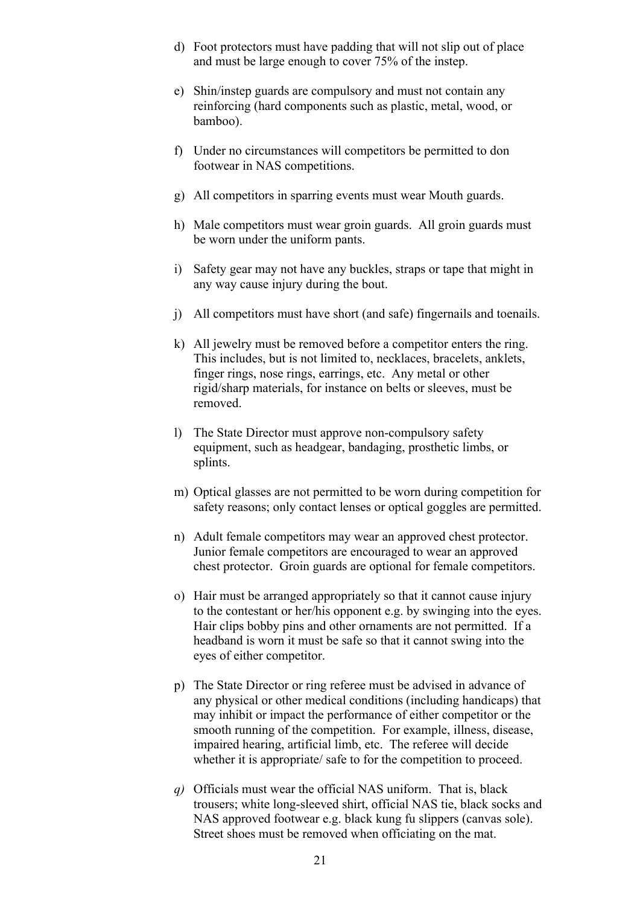d) Foot protectors must have padding that will not slip out of place and must be large enough to cover 75% of the instep.

e) Shin/instep guards are compulsory and must not contain any reinforcing (hard components such as plastic, metal, wood, or bamboo).

f) Under no circumstances will competitors be permitted to don footwear in NAS competitions.

g) All competitors in sparring events must wear Mouth guards.

h) Male competitors must wear groin guards. All groin guards must be worn under the uniform pants.

i) Safety gear may not have any buckles, straps or tape that might in any way cause injury during the bout.

j) All competitors must have short (and safe) fingernails and toenails.

k) All jewelry must be removed before a competitor enters the ring. This includes, but is not limited to, necklaces, bracelets, anklets, finger rings, nose rings, earrings, etc. Any metal or other rigid/sharp materials, for instance on belts or sleeves, must be removed.

l) The State Director must approve non-compulsory safety equipment, such as headgear, bandaging, prosthetic limbs, or splints.

m) Optical glasses are not permitted to be worn during competition for safety reasons; only contact lenses or optical goggles are permitted.

n) Adult female competitors may wear an approved chest protector. Junior female competitors are encouraged to wear an approved chest protector. Groin guards are optional for female competitors.

o) Hair must be arranged appropriately so that it cannot cause injury to the contestant or her/his opponent e.g. by swinging into the eyes. Hair clips bobby pins and other ornaments are not permitted. If a headband is worn it must be safe so that it cannot swing into the eyes of either competitor.

p) The State Director or ring referee must be advised in advance of any physical or other medical conditions (including handicaps) that may inhibit or impact the performance of either competitor or the smooth running of the competition. For example, illness, disease, impaired hearing, artificial limb, etc. The referee will decide whether it is appropriate/ safe to for the competition to proceed.

*q)* Officials must wear the official NAS uniform. That is, black trousers; white long-sleeved shirt, official NAS tie, black socks and NAS approved footwear e.g. black kung fu slippers (canvas sole). Street shoes must be removed when officiating on the mat.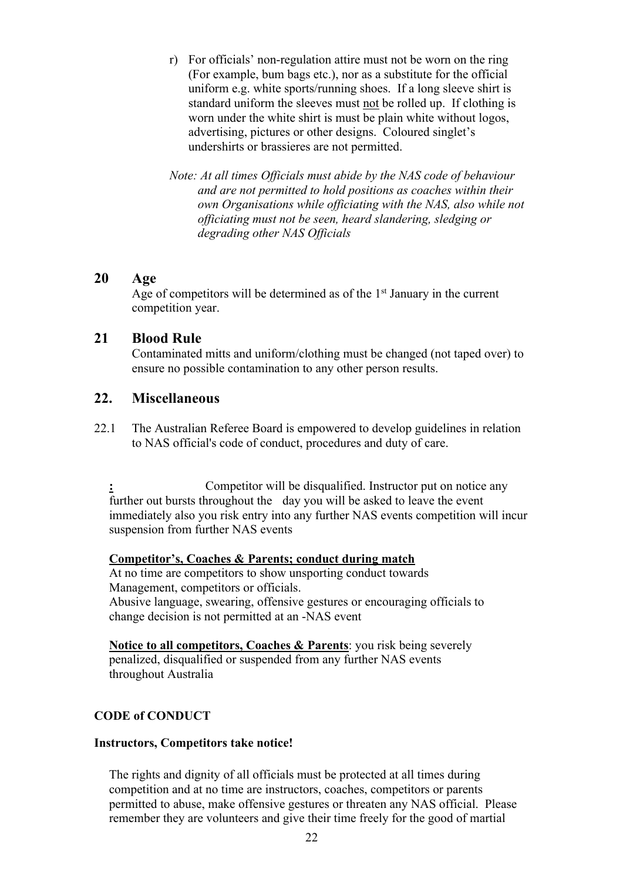r) For officials' non-regulation attire must not be worn on the ring (For example, bum bags etc.), nor as a substitute for the official uniform e.g. white sports/running shoes. If a long sleeve shirt is standard uniform the sleeves must <u>not</u> be rolled up. If clothing is worn under the white shirt is must be plain white without logos, advertising, pictures or other designs. Coloured singlet's undershirts or brassieres are not permitted.

*Note: At all times Officials must abide by the NAS code of behaviour and are not permitted to hold positions as coaches within their own Organisations while officiating with the NAS, also while not officiating must not be seen, heard slandering, sledging or degrading other NAS Officials*

## 20 Age

Age of competitors will be determined as of the 1st January in the current competition year.

## 21 Blood Rule

Contaminated mitts and uniform/clothing must be changed (not taped over) to ensure no possible contamination to any other person results.

## 22. Miscellaneous

22.1 The Australian Referee Board is empowered to develop guidelines in relation to NAS official's code of conduct, procedures and duty of care.

**:** Competitor will be disqualified. Instructor put on notice any further out bursts throughout the day you will be asked to leave the event immediately also you risk entry into any further NAS events competition will incur suspension from further NAS events

**<u>Competitor's, Coaches & Parents; conduct during match</u>**

At no time are competitors to show unsporting conduct towards Management, competitors or officials.
Abusive language, swearing, offensive gestures or encouraging officials to change decision is not permitted at an -NAS event

**<u>Notice to all competitors, Coaches & Parents</u>**: you risk being severely penalized, disqualified or suspended from any further NAS events throughout Australia

**CODE of CONDUCT**

**Instructors, Competitors take notice!**

The rights and dignity of all officials must be protected at all times during competition and at no time are instructors, coaches, competitors or parents permitted to abuse, make offensive gestures or threaten any NAS official. Please remember they are volunteers and give their time freely for the good of martial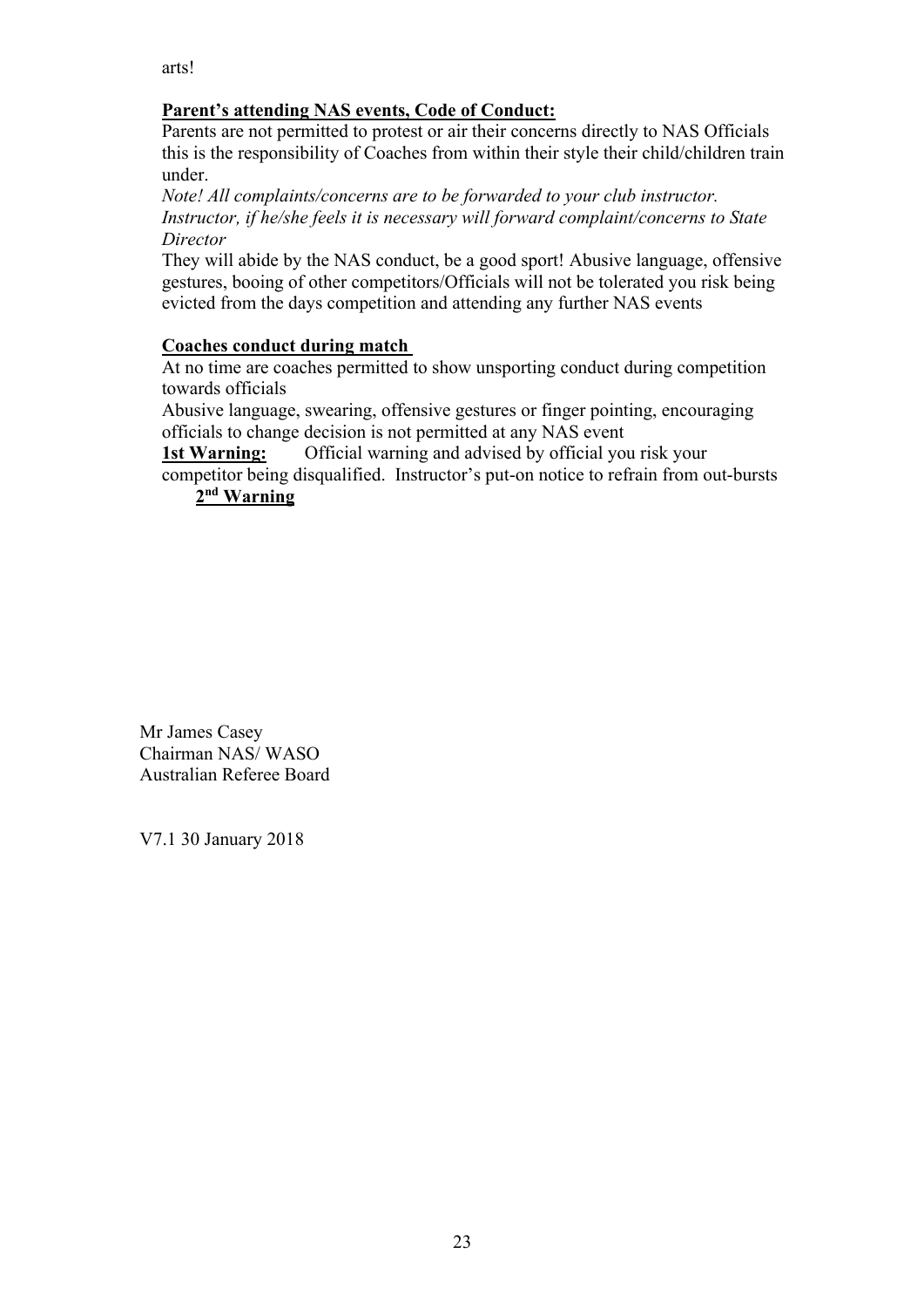arts!

**Parent's attending NAS events, Code of Conduct:**

Parents are not permitted to protest or air their concerns directly to NAS Officials this is the responsibility of Coaches from within their style their child/children train under.

*Note! All complaints/concerns are to be forwarded to your club instructor. Instructor, if he/she feels it is necessary will forward complaint/concerns to State Director*

They will abide by the NAS conduct, be a good sport! Abusive language, offensive gestures, booing of other competitors/Officials will not be tolerated you risk being evicted from the days competition and attending any further NAS events

**Coaches conduct during match**

At no time are coaches permitted to show unsporting conduct during competition towards officials

Abusive language, swearing, offensive gestures or finger pointing, encouraging officials to change decision is not permitted at any NAS event

**1st Warning:** Official warning and advised by official you risk your competitor being disqualified. Instructor's put-on notice to refrain from out-bursts

**2nd Warning**

Mr James Casey
Chairman NAS/ WASO
Australian Referee Board

V7.1 30 January 2018